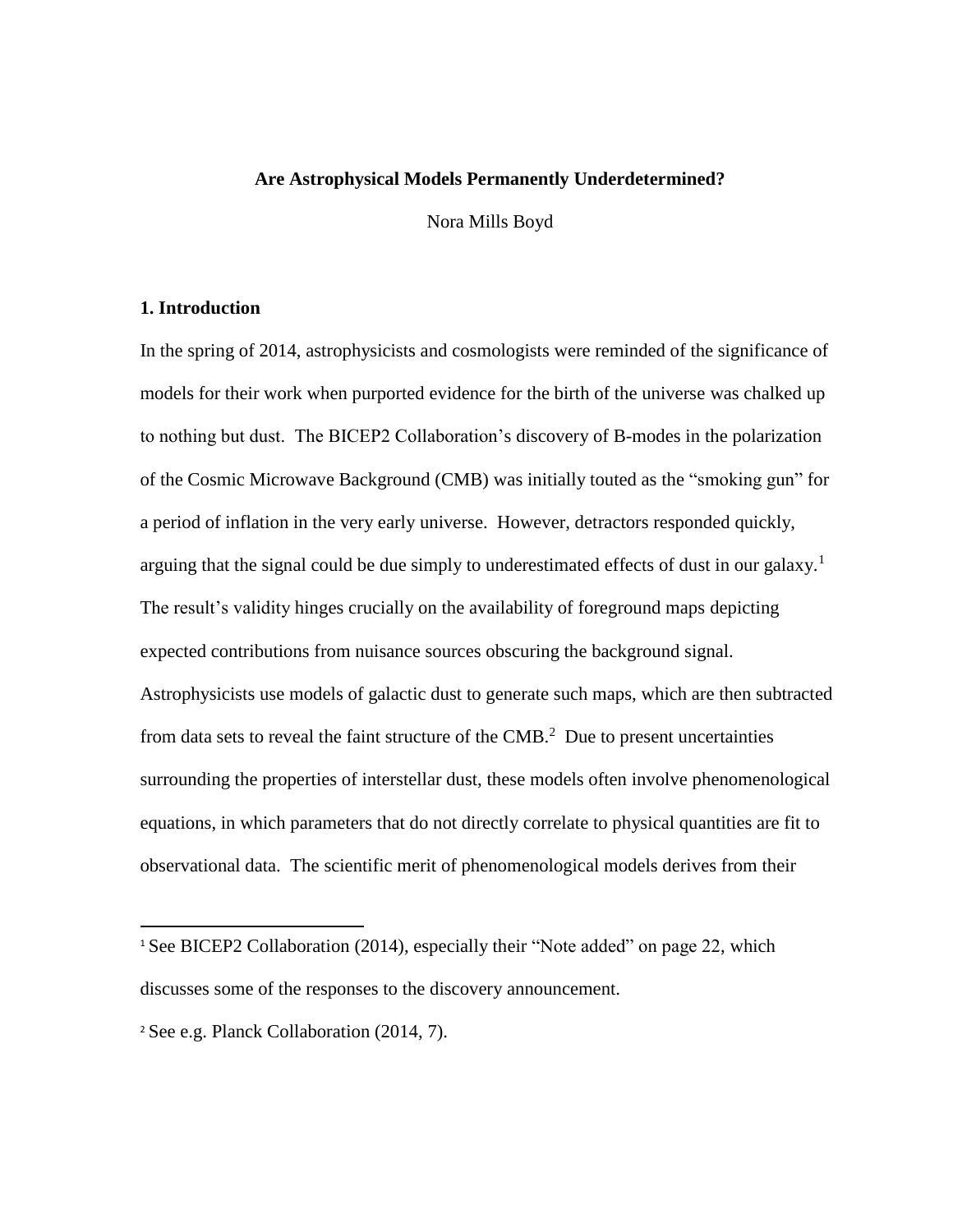# Are Astrophysical Models Permanently Underdetermined?

Nora Mills Boyd

## 1. Introduction

In the spring of 2014, astrophysicists and cosmologists were reminded of the significance of models for their work when purported evidence for the birth of the universe was chalked up to nothing but dust. The BICEP2 Collaboration's discovery of B-modes in the polarization of the Cosmic Microwave Background (CMB) was initially touted as the "smoking gun" for a period of inflation in the very early universe. However, detractors responded quickly, arguing that the signal could be due simply to underestimated effects of dust in our galaxy.[1] The result's validity hinges crucially on the availability of foreground maps depicting expected contributions from nuisance sources obscuring the background signal. Astrophysicists use models of galactic dust to generate such maps, which are then subtracted from data sets to reveal the faint structure of the CMB.[2] Due to present uncertainties surrounding the properties of interstellar dust, these models often involve phenomenological equations, in which parameters that do not directly correlate to physical quantities are fit to observational data. The scientific merit of phenomenological models derives from their

---

[1] See BICEP2 Collaboration (2014), especially their "Note added" on page 22, which discusses some of the responses to the discovery announcement.

[2] See e.g. Planck Collaboration (2014, 7).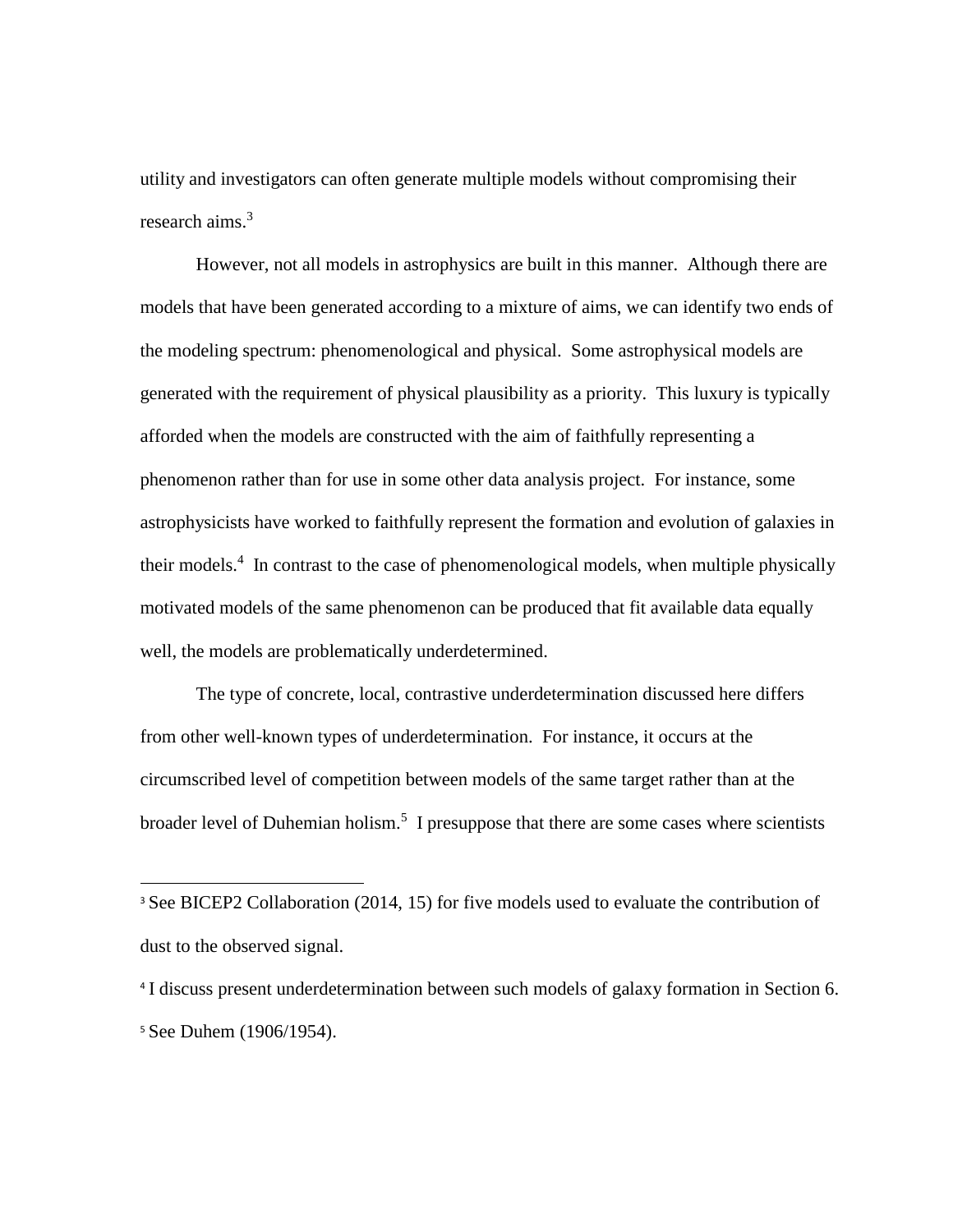utility and investigators can often generate multiple models without compromising their research aims.[3]

However, not all models in astrophysics are built in this manner. Although there are models that have been generated according to a mixture of aims, we can identify two ends of the modeling spectrum: phenomenological and physical. Some astrophysical models are generated with the requirement of physical plausibility as a priority. This luxury is typically afforded when the models are constructed with the aim of faithfully representing a phenomenon rather than for use in some other data analysis project. For instance, some astrophysicists have worked to faithfully represent the formation and evolution of galaxies in their models.[4] In contrast to the case of phenomenological models, when multiple physically motivated models of the same phenomenon can be produced that fit available data equally well, the models are problematically underdetermined.

The type of concrete, local, contrastive underdetermination discussed here differs from other well-known types of underdetermination. For instance, it occurs at the circumscribed level of competition between models of the same target rather than at the broader level of Duhemian holism.[5] I presuppose that there are some cases where scientists

---

[3] See BICEP2 Collaboration (2014, 15) for five models used to evaluate the contribution of dust to the observed signal.

[4] I discuss present underdetermination between such models of galaxy formation in Section 6.

[5] See Duhem (1906/1954).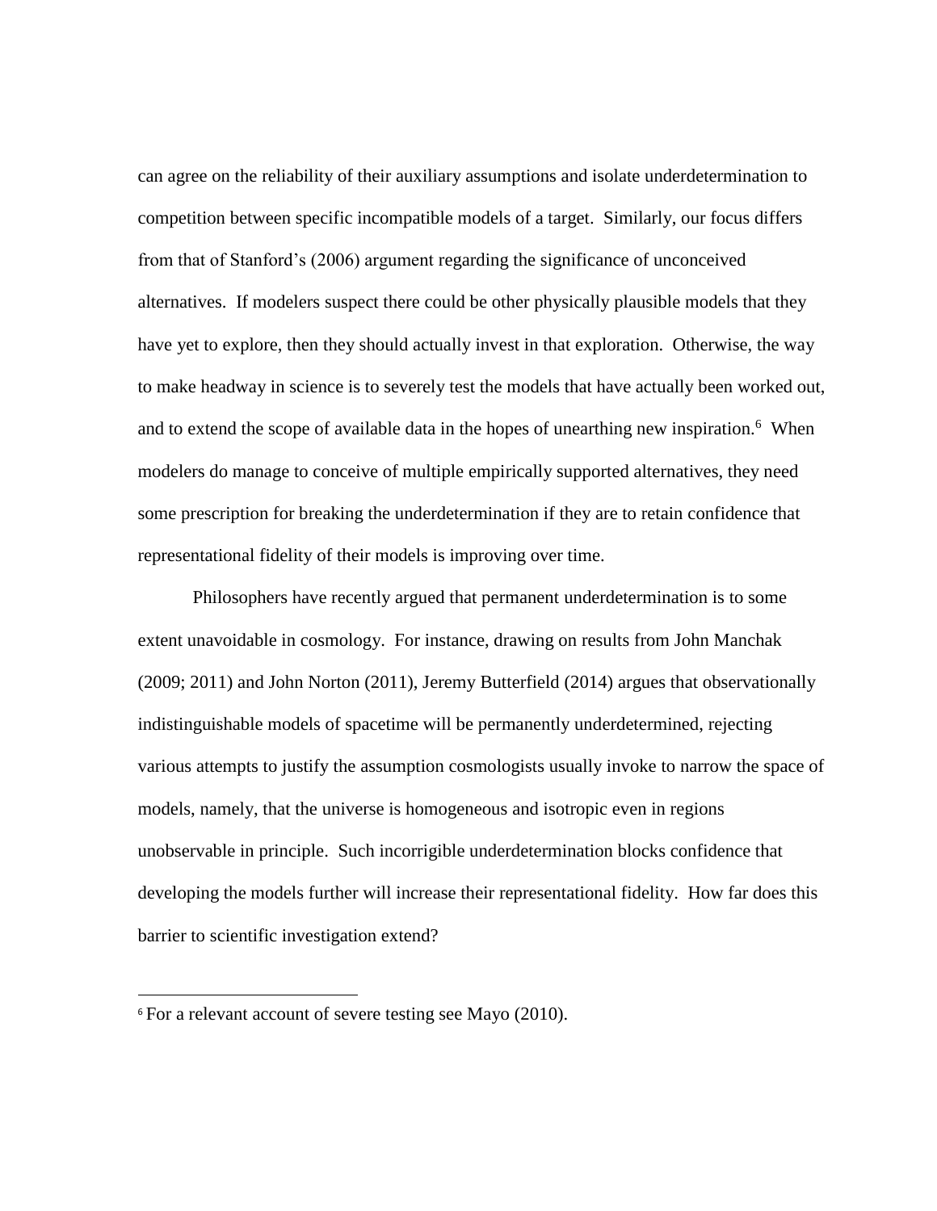can agree on the reliability of their auxiliary assumptions and isolate underdetermination to competition between specific incompatible models of a target. Similarly, our focus differs from that of Stanford's (2006) argument regarding the significance of unconceived alternatives. If modelers suspect there could be other physically plausible models that they have yet to explore, then they should actually invest in that exploration. Otherwise, the way to make headway in science is to severely test the models that have actually been worked out, and to extend the scope of available data in the hopes of unearthing new inspiration.[6] When modelers do manage to conceive of multiple empirically supported alternatives, they need some prescription for breaking the underdetermination if they are to retain confidence that representational fidelity of their models is improving over time.

Philosophers have recently argued that permanent underdetermination is to some extent unavoidable in cosmology. For instance, drawing on results from John Manchak (2009; 2011) and John Norton (2011), Jeremy Butterfield (2014) argues that observationally indistinguishable models of spacetime will be permanently underdetermined, rejecting various attempts to justify the assumption cosmologists usually invoke to narrow the space of models, namely, that the universe is homogeneous and isotropic even in regions unobservable in principle. Such incorrigible underdetermination blocks confidence that developing the models further will increase their representational fidelity. How far does this barrier to scientific investigation extend?

[6] For a relevant account of severe testing see Mayo (2010).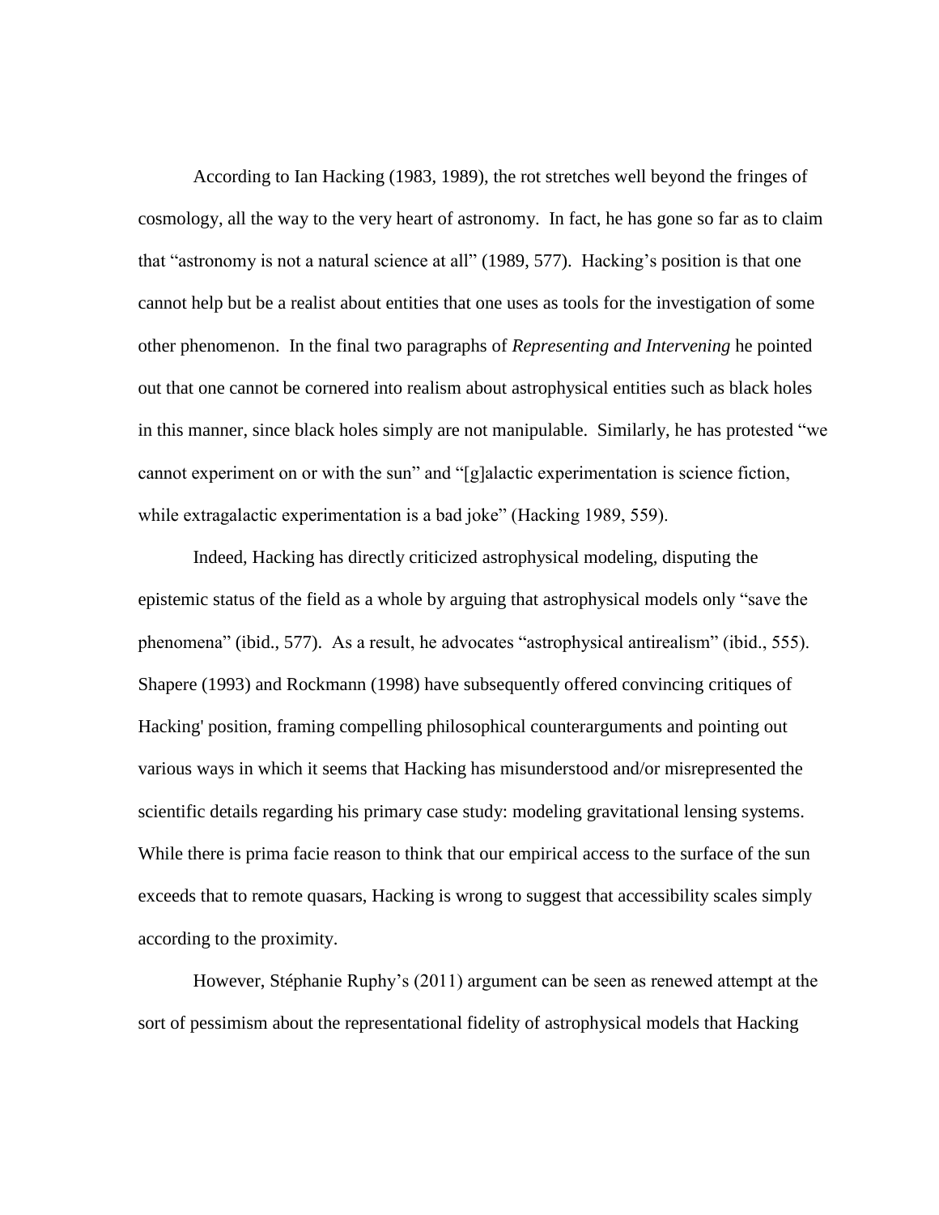According to Ian Hacking (1983, 1989), the rot stretches well beyond the fringes of cosmology, all the way to the very heart of astronomy. In fact, he has gone so far as to claim that "astronomy is not a natural science at all" (1989, 577). Hacking's position is that one cannot help but be a realist about entities that one uses as tools for the investigation of some other phenomenon. In the final two paragraphs of *Representing and Intervening* he pointed out that one cannot be cornered into realism about astrophysical entities such as black holes in this manner, since black holes simply are not manipulable. Similarly, he has protested "we cannot experiment on or with the sun" and "[g]alactic experimentation is science fiction, while extragalactic experimentation is a bad joke" (Hacking 1989, 559).

Indeed, Hacking has directly criticized astrophysical modeling, disputing the epistemic status of the field as a whole by arguing that astrophysical models only "save the phenomena" (ibid., 577). As a result, he advocates "astrophysical antirealism" (ibid., 555). Shapere (1993) and Rockmann (1998) have subsequently offered convincing critiques of Hacking' position, framing compelling philosophical counterarguments and pointing out various ways in which it seems that Hacking has misunderstood and/or misrepresented the scientific details regarding his primary case study: modeling gravitational lensing systems. While there is prima facie reason to think that our empirical access to the surface of the sun exceeds that to remote quasars, Hacking is wrong to suggest that accessibility scales simply according to the proximity.

However, Stéphanie Ruphy's (2011) argument can be seen as renewed attempt at the sort of pessimism about the representational fidelity of astrophysical models that Hacking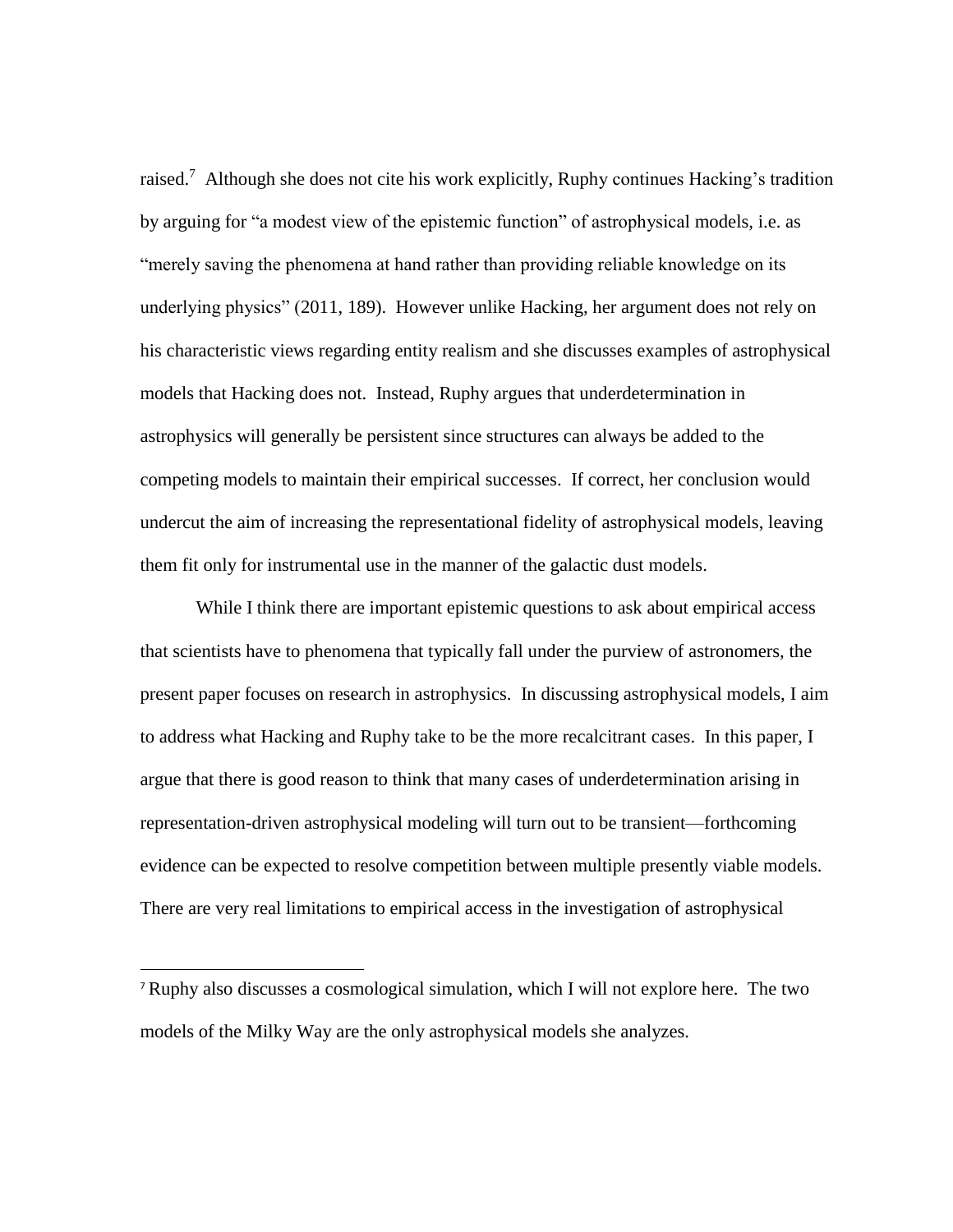raised.[7] Although she does not cite his work explicitly, Ruphy continues Hacking's tradition by arguing for "a modest view of the epistemic function" of astrophysical models, i.e. as "merely saving the phenomena at hand rather than providing reliable knowledge on its underlying physics" (2011, 189). However unlike Hacking, her argument does not rely on his characteristic views regarding entity realism and she discusses examples of astrophysical models that Hacking does not. Instead, Ruphy argues that underdetermination in astrophysics will generally be persistent since structures can always be added to the competing models to maintain their empirical successes. If correct, her conclusion would undercut the aim of increasing the representational fidelity of astrophysical models, leaving them fit only for instrumental use in the manner of the galactic dust models.

While I think there are important epistemic questions to ask about empirical access that scientists have to phenomena that typically fall under the purview of astronomers, the present paper focuses on research in astrophysics. In discussing astrophysical models, I aim to address what Hacking and Ruphy take to be the more recalcitrant cases. In this paper, I argue that there is good reason to think that many cases of underdetermination arising in representation-driven astrophysical modeling will turn out to be transient—forthcoming evidence can be expected to resolve competition between multiple presently viable models. There are very real limitations to empirical access in the investigation of astrophysical

[7] Ruphy also discusses a cosmological simulation, which I will not explore here. The two models of the Milky Way are the only astrophysical models she analyzes.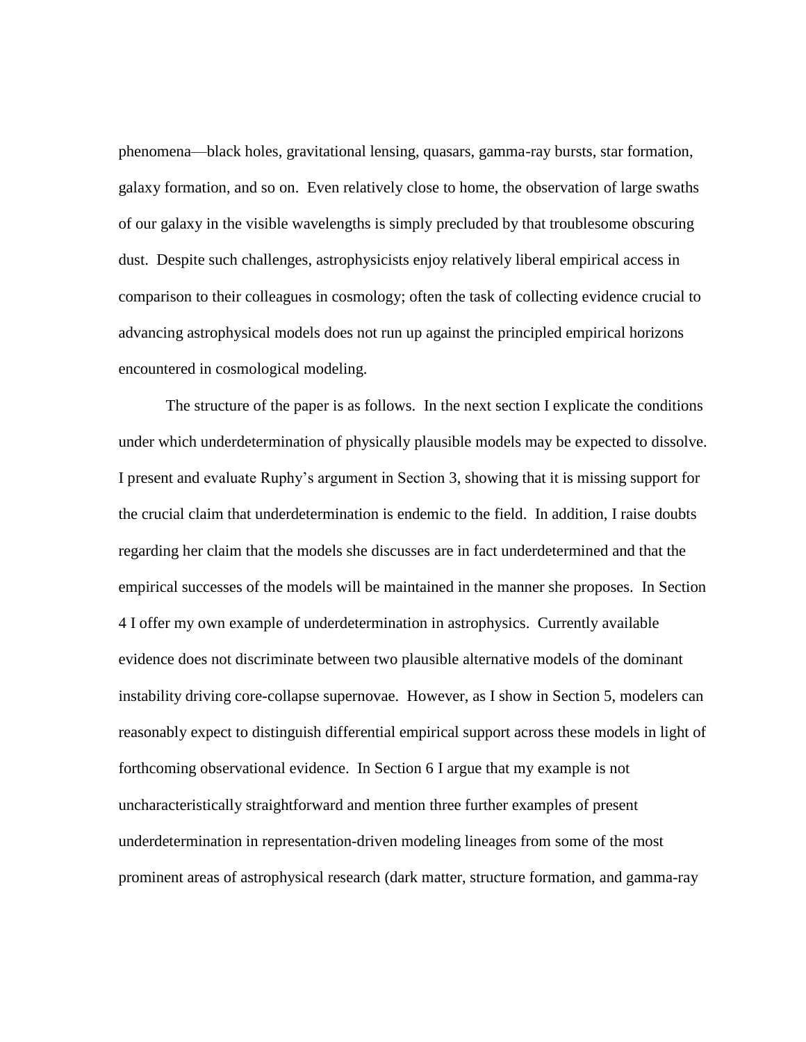phenomena—black holes, gravitational lensing, quasars, gamma-ray bursts, star formation, galaxy formation, and so on. Even relatively close to home, the observation of large swaths of our galaxy in the visible wavelengths is simply precluded by that troublesome obscuring dust. Despite such challenges, astrophysicists enjoy relatively liberal empirical access in comparison to their colleagues in cosmology; often the task of collecting evidence crucial to advancing astrophysical models does not run up against the principled empirical horizons encountered in cosmological modeling.

The structure of the paper is as follows. In the next section I explicate the conditions under which underdetermination of physically plausible models may be expected to dissolve. I present and evaluate Ruphy's argument in Section 3, showing that it is missing support for the crucial claim that underdetermination is endemic to the field. In addition, I raise doubts regarding her claim that the models she discusses are in fact underdetermined and that the empirical successes of the models will be maintained in the manner she proposes. In Section 4 I offer my own example of underdetermination in astrophysics. Currently available evidence does not discriminate between two plausible alternative models of the dominant instability driving core-collapse supernovae. However, as I show in Section 5, modelers can reasonably expect to distinguish differential empirical support across these models in light of forthcoming observational evidence. In Section 6 I argue that my example is not uncharacteristically straightforward and mention three further examples of present underdetermination in representation-driven modeling lineages from some of the most prominent areas of astrophysical research (dark matter, structure formation, and gamma-ray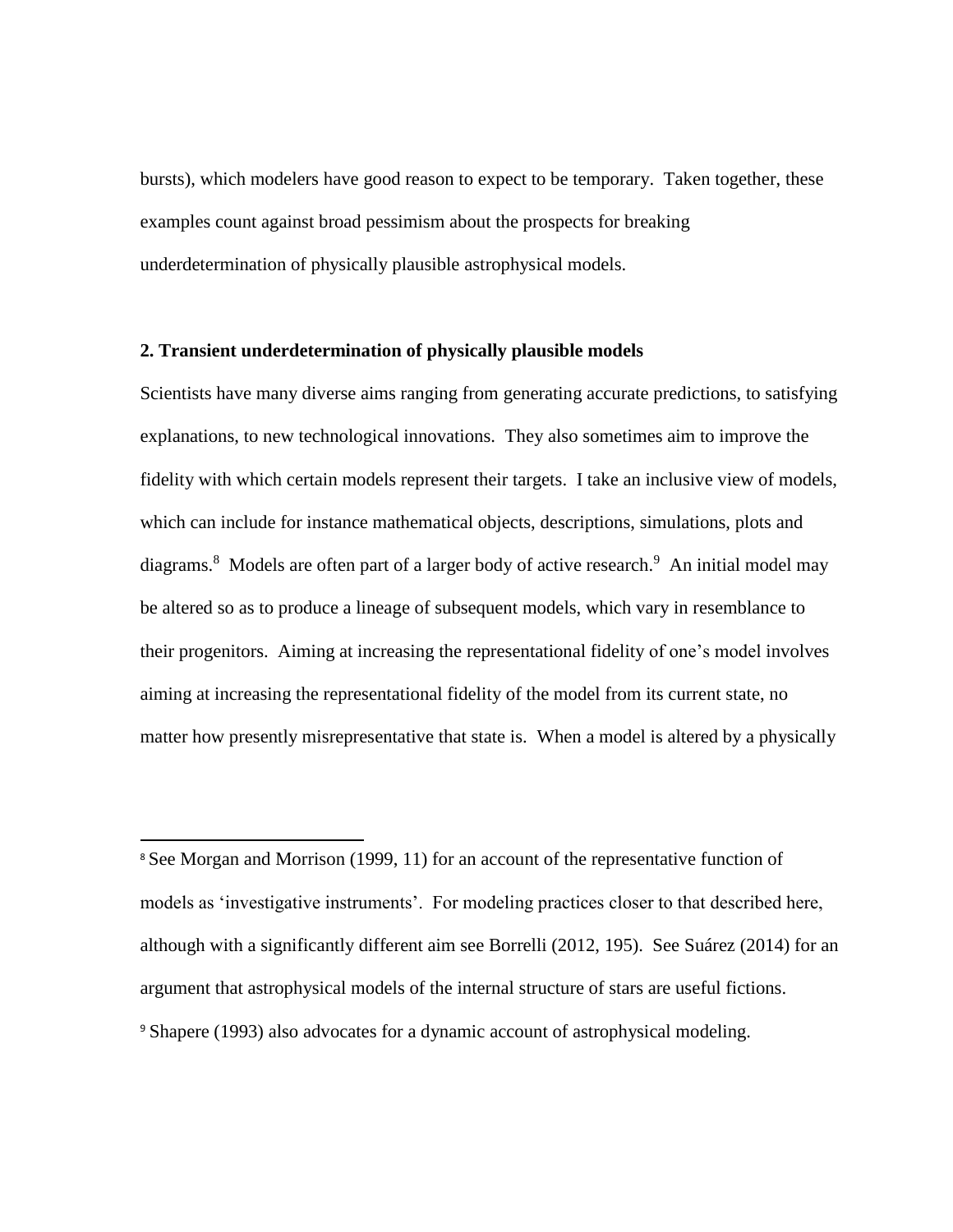bursts), which modelers have good reason to expect to be temporary. Taken together, these examples count against broad pessimism about the prospects for breaking underdetermination of physically plausible astrophysical models.

## 2. Transient underdetermination of physically plausible models

Scientists have many diverse aims ranging from generating accurate predictions, to satisfying explanations, to new technological innovations. They also sometimes aim to improve the fidelity with which certain models represent their targets. I take an inclusive view of models, which can include for instance mathematical objects, descriptions, simulations, plots and diagrams.[8] Models are often part of a larger body of active research.[9] An initial model may be altered so as to produce a lineage of subsequent models, which vary in resemblance to their progenitors. Aiming at increasing the representational fidelity of one's model involves aiming at increasing the representational fidelity of the model from its current state, no matter how presently misrepresentative that state is. When a model is altered by a physically

---

[8] See Morgan and Morrison (1999, 11) for an account of the representative function of models as 'investigative instruments'. For modeling practices closer to that described here, although with a significantly different aim see Borrelli (2012, 195). See Suárez (2014) for an argument that astrophysical models of the internal structure of stars are useful fictions.

[9] Shapere (1993) also advocates for a dynamic account of astrophysical modeling.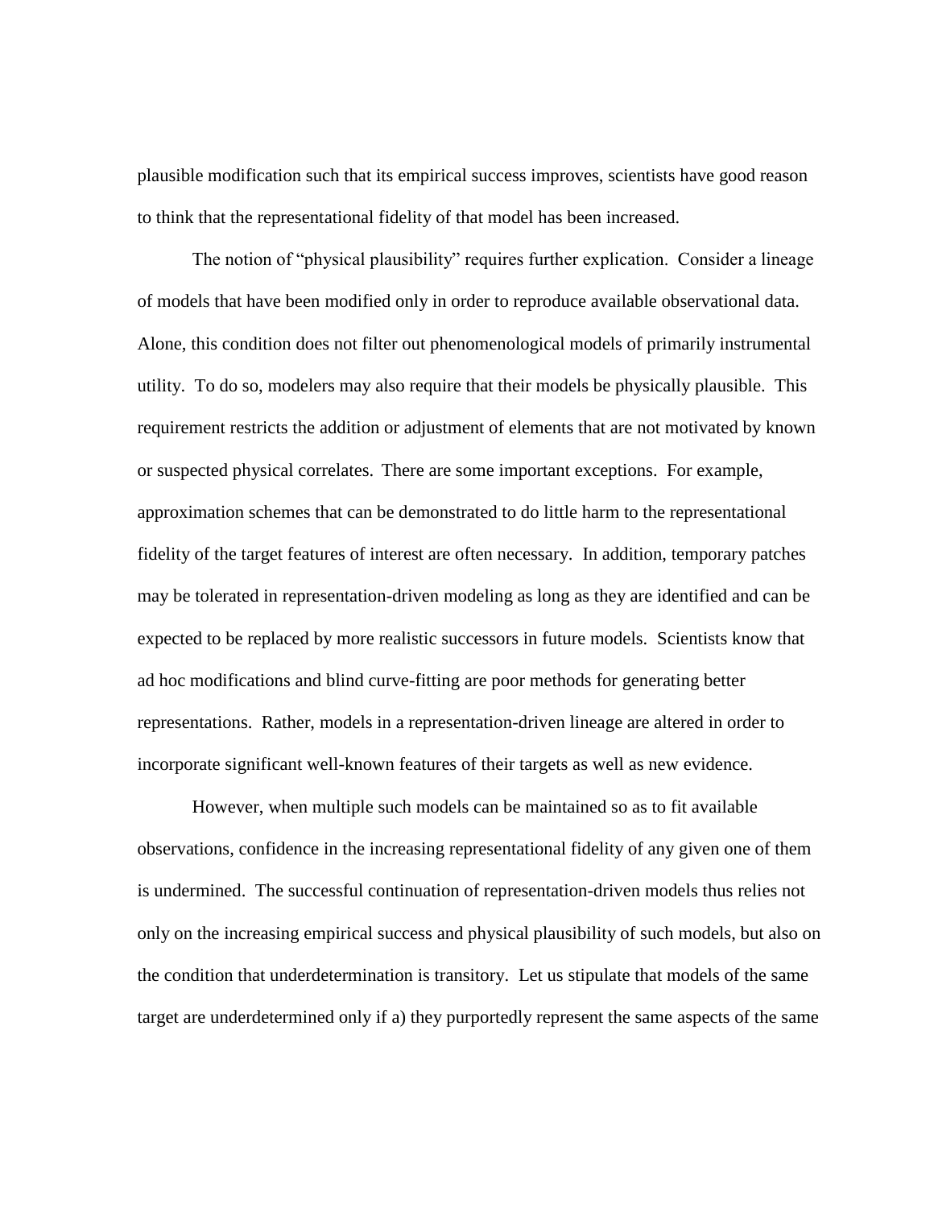plausible modification such that its empirical success improves, scientists have good reason to think that the representational fidelity of that model has been increased.

The notion of "physical plausibility" requires further explication. Consider a lineage of models that have been modified only in order to reproduce available observational data. Alone, this condition does not filter out phenomenological models of primarily instrumental utility. To do so, modelers may also require that their models be physically plausible. This requirement restricts the addition or adjustment of elements that are not motivated by known or suspected physical correlates. There are some important exceptions. For example, approximation schemes that can be demonstrated to do little harm to the representational fidelity of the target features of interest are often necessary. In addition, temporary patches may be tolerated in representation-driven modeling as long as they are identified and can be expected to be replaced by more realistic successors in future models. Scientists know that ad hoc modifications and blind curve-fitting are poor methods for generating better representations. Rather, models in a representation-driven lineage are altered in order to incorporate significant well-known features of their targets as well as new evidence.

However, when multiple such models can be maintained so as to fit available observations, confidence in the increasing representational fidelity of any given one of them is undermined. The successful continuation of representation-driven models thus relies not only on the increasing empirical success and physical plausibility of such models, but also on the condition that underdetermination is transitory. Let us stipulate that models of the same target are underdetermined only if a) they purportedly represent the same aspects of the same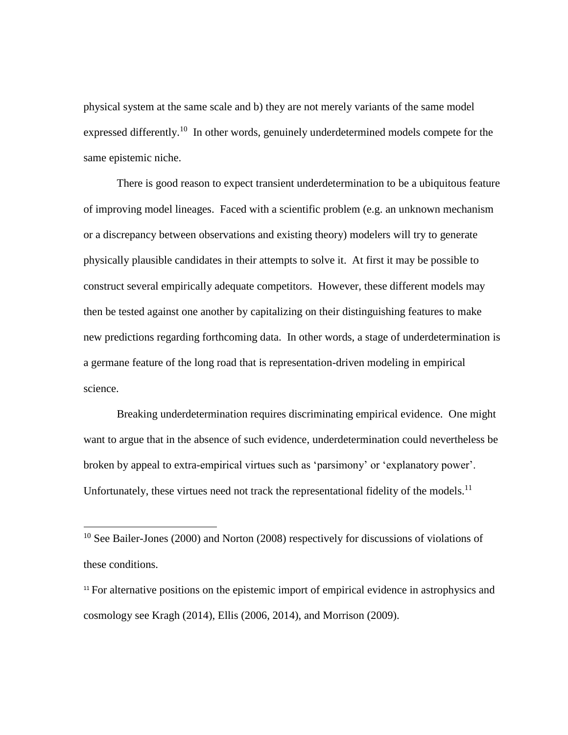physical system at the same scale and b) they are not merely variants of the same model expressed differently.[10] In other words, genuinely underdetermined models compete for the same epistemic niche.

There is good reason to expect transient underdetermination to be a ubiquitous feature of improving model lineages. Faced with a scientific problem (e.g. an unknown mechanism or a discrepancy between observations and existing theory) modelers will try to generate physically plausible candidates in their attempts to solve it. At first it may be possible to construct several empirically adequate competitors. However, these different models may then be tested against one another by capitalizing on their distinguishing features to make new predictions regarding forthcoming data. In other words, a stage of underdetermination is a germane feature of the long road that is representation-driven modeling in empirical science.

Breaking underdetermination requires discriminating empirical evidence. One might want to argue that in the absence of such evidence, underdetermination could nevertheless be broken by appeal to extra-empirical virtues such as 'parsimony' or 'explanatory power'. Unfortunately, these virtues need not track the representational fidelity of the models.[11]

---

[10] See Bailer-Jones (2000) and Norton (2008) respectively for discussions of violations of these conditions.

[11] For alternative positions on the epistemic import of empirical evidence in astrophysics and cosmology see Kragh (2014), Ellis (2006, 2014), and Morrison (2009).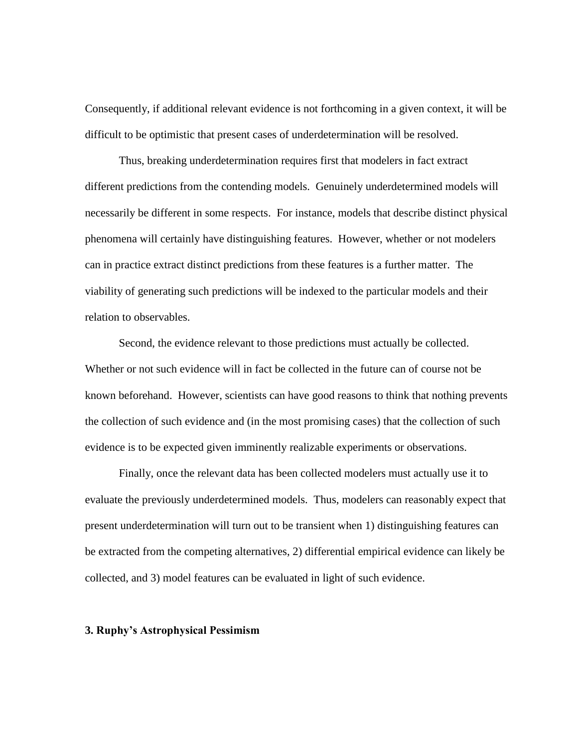Consequently, if additional relevant evidence is not forthcoming in a given context, it will be difficult to be optimistic that present cases of underdetermination will be resolved.

Thus, breaking underdetermination requires first that modelers in fact extract different predictions from the contending models. Genuinely underdetermined models will necessarily be different in some respects. For instance, models that describe distinct physical phenomena will certainly have distinguishing features. However, whether or not modelers can in practice extract distinct predictions from these features is a further matter. The viability of generating such predictions will be indexed to the particular models and their relation to observables.

Second, the evidence relevant to those predictions must actually be collected. Whether or not such evidence will in fact be collected in the future can of course not be known beforehand. However, scientists can have good reasons to think that nothing prevents the collection of such evidence and (in the most promising cases) that the collection of such evidence is to be expected given imminently realizable experiments or observations.

Finally, once the relevant data has been collected modelers must actually use it to evaluate the previously underdetermined models. Thus, modelers can reasonably expect that present underdetermination will turn out to be transient when 1) distinguishing features can be extracted from the competing alternatives, 2) differential empirical evidence can likely be collected, and 3) model features can be evaluated in light of such evidence.

## 3. Ruphy's Astrophysical Pessimism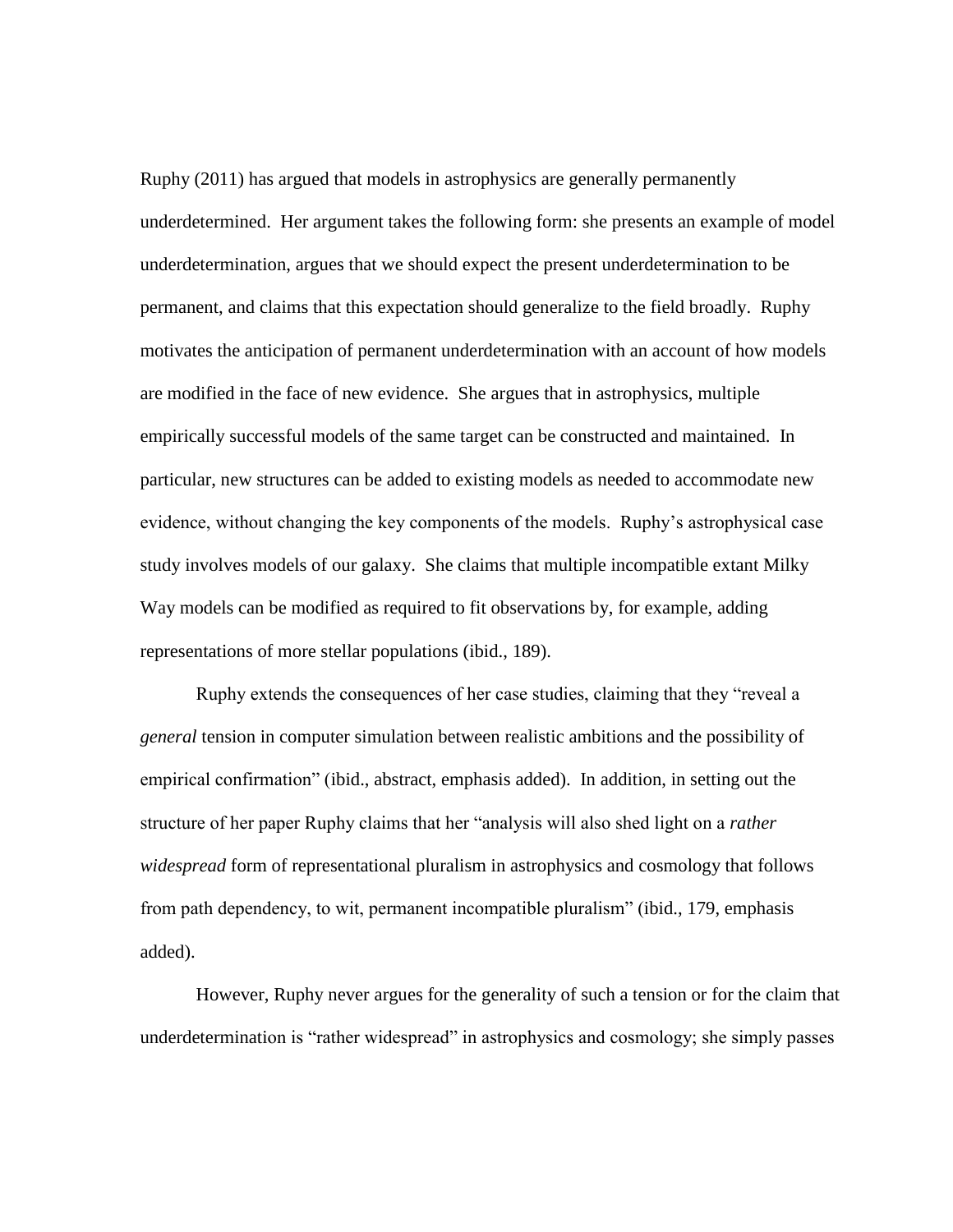Ruphy (2011) has argued that models in astrophysics are generally permanently underdetermined. Her argument takes the following form: she presents an example of model underdetermination, argues that we should expect the present underdetermination to be permanent, and claims that this expectation should generalize to the field broadly. Ruphy motivates the anticipation of permanent underdetermination with an account of how models are modified in the face of new evidence. She argues that in astrophysics, multiple empirically successful models of the same target can be constructed and maintained. In particular, new structures can be added to existing models as needed to accommodate new evidence, without changing the key components of the models. Ruphy's astrophysical case study involves models of our galaxy. She claims that multiple incompatible extant Milky Way models can be modified as required to fit observations by, for example, adding representations of more stellar populations (ibid., 189).

Ruphy extends the consequences of her case studies, claiming that they "reveal a *general* tension in computer simulation between realistic ambitions and the possibility of empirical confirmation" (ibid., abstract, emphasis added). In addition, in setting out the structure of her paper Ruphy claims that her "analysis will also shed light on a *rather widespread* form of representational pluralism in astrophysics and cosmology that follows from path dependency, to wit, permanent incompatible pluralism" (ibid., 179, emphasis added).

However, Ruphy never argues for the generality of such a tension or for the claim that underdetermination is "rather widespread" in astrophysics and cosmology; she simply passes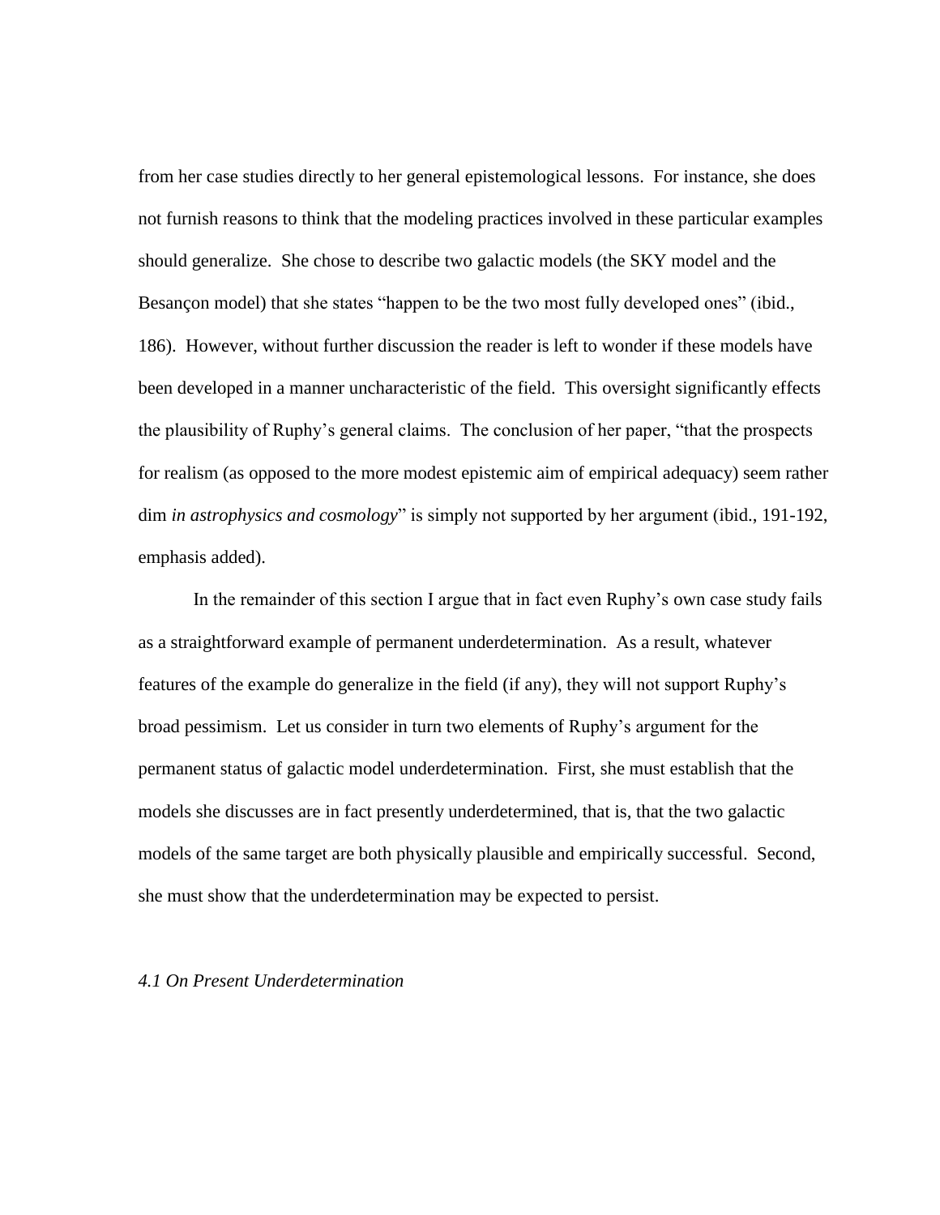from her case studies directly to her general epistemological lessons. For instance, she does not furnish reasons to think that the modeling practices involved in these particular examples should generalize. She chose to describe two galactic models (the SKY model and the Besançon model) that she states "happen to be the two most fully developed ones" (ibid., 186). However, without further discussion the reader is left to wonder if these models have been developed in a manner uncharacteristic of the field. This oversight significantly effects the plausibility of Ruphy's general claims. The conclusion of her paper, "that the prospects for realism (as opposed to the more modest epistemic aim of empirical adequacy) seem rather dim *in astrophysics and cosmology*" is simply not supported by her argument (ibid., 191-192, emphasis added).

In the remainder of this section I argue that in fact even Ruphy's own case study fails as a straightforward example of permanent underdetermination. As a result, whatever features of the example do generalize in the field (if any), they will not support Ruphy's broad pessimism. Let us consider in turn two elements of Ruphy's argument for the permanent status of galactic model underdetermination. First, she must establish that the models she discusses are in fact presently underdetermined, that is, that the two galactic models of the same target are both physically plausible and empirically successful. Second, she must show that the underdetermination may be expected to persist.

### *4.1 On Present Underdetermination*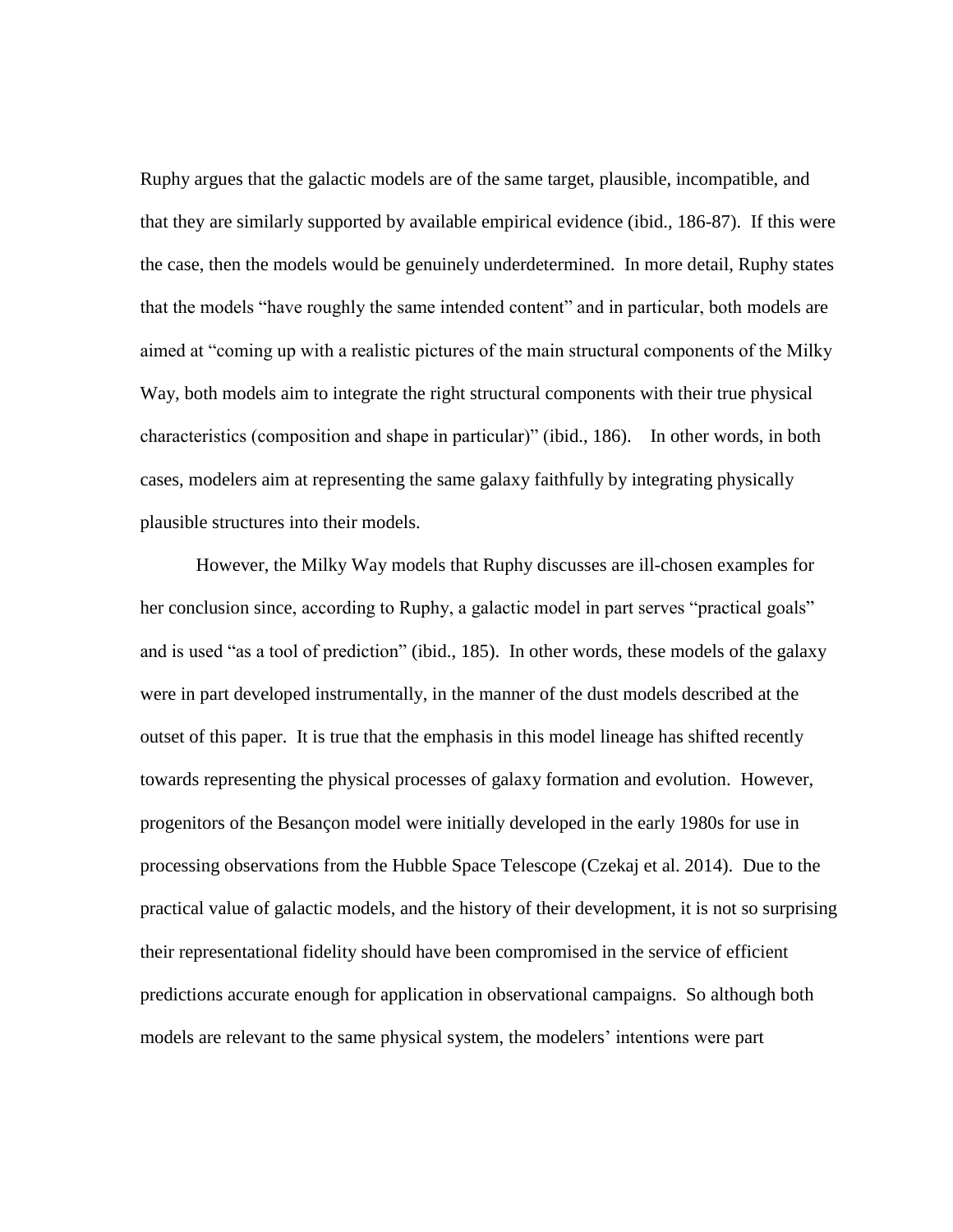Ruphy argues that the galactic models are of the same target, plausible, incompatible, and that they are similarly supported by available empirical evidence (ibid., 186-87). If this were the case, then the models would be genuinely underdetermined. In more detail, Ruphy states that the models "have roughly the same intended content" and in particular, both models are aimed at "coming up with a realistic pictures of the main structural components of the Milky Way, both models aim to integrate the right structural components with their true physical characteristics (composition and shape in particular)" (ibid., 186). In other words, in both cases, modelers aim at representing the same galaxy faithfully by integrating physically plausible structures into their models.

However, the Milky Way models that Ruphy discusses are ill-chosen examples for her conclusion since, according to Ruphy, a galactic model in part serves "practical goals" and is used "as a tool of prediction" (ibid., 185). In other words, these models of the galaxy were in part developed instrumentally, in the manner of the dust models described at the outset of this paper. It is true that the emphasis in this model lineage has shifted recently towards representing the physical processes of galaxy formation and evolution. However, progenitors of the Besançon model were initially developed in the early 1980s for use in processing observations from the Hubble Space Telescope (Czekaj et al. 2014). Due to the practical value of galactic models, and the history of their development, it is not so surprising their representational fidelity should have been compromised in the service of efficient predictions accurate enough for application in observational campaigns. So although both models are relevant to the same physical system, the modelers' intentions were part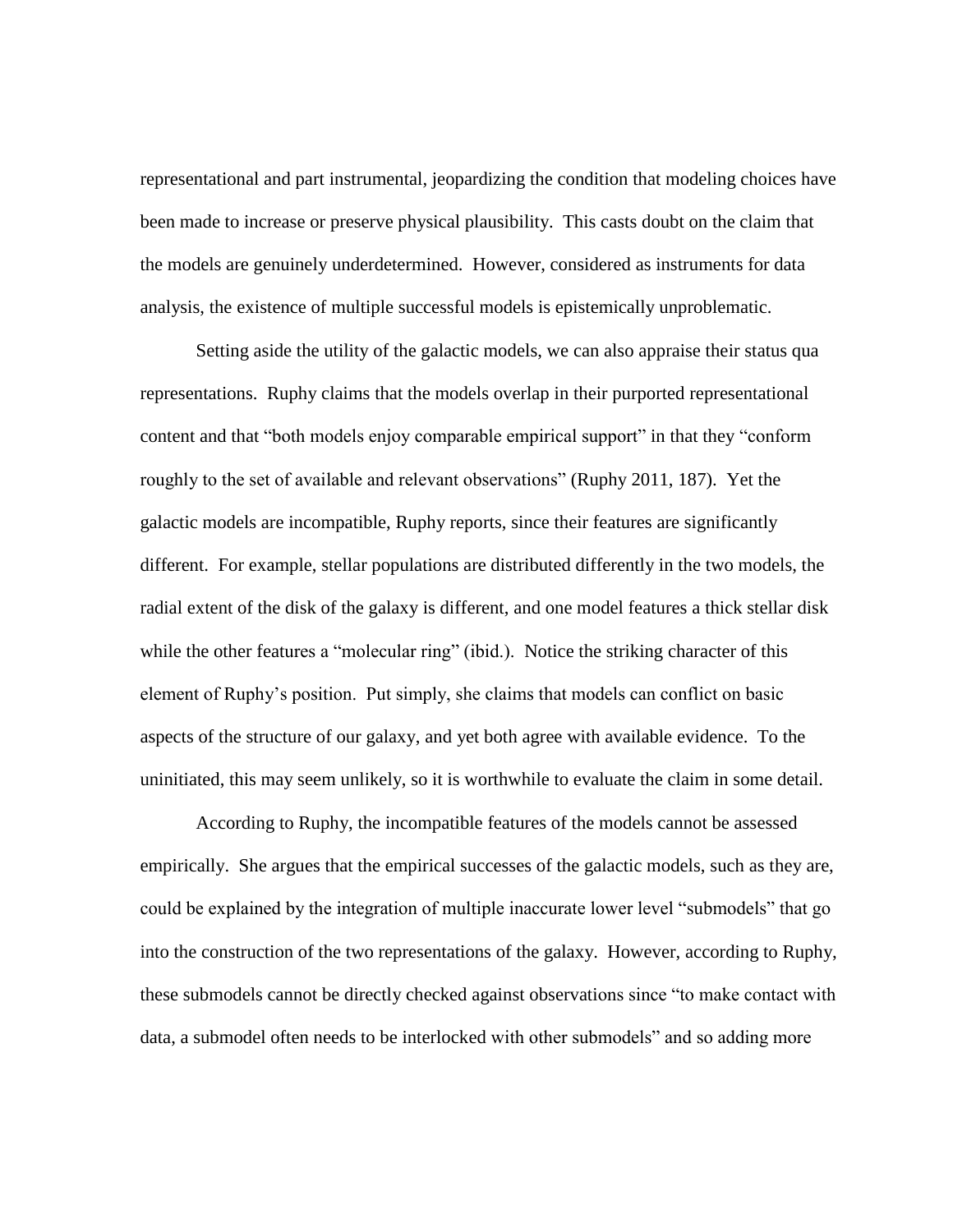representational and part instrumental, jeopardizing the condition that modeling choices have been made to increase or preserve physical plausibility. This casts doubt on the claim that the models are genuinely underdetermined. However, considered as instruments for data analysis, the existence of multiple successful models is epistemically unproblematic.

Setting aside the utility of the galactic models, we can also appraise their status qua representations. Ruphy claims that the models overlap in their purported representational content and that "both models enjoy comparable empirical support" in that they "conform roughly to the set of available and relevant observations" (Ruphy 2011, 187). Yet the galactic models are incompatible, Ruphy reports, since their features are significantly different. For example, stellar populations are distributed differently in the two models, the radial extent of the disk of the galaxy is different, and one model features a thick stellar disk while the other features a "molecular ring" (ibid.). Notice the striking character of this element of Ruphy's position. Put simply, she claims that models can conflict on basic aspects of the structure of our galaxy, and yet both agree with available evidence. To the uninitiated, this may seem unlikely, so it is worthwhile to evaluate the claim in some detail.

According to Ruphy, the incompatible features of the models cannot be assessed empirically. She argues that the empirical successes of the galactic models, such as they are, could be explained by the integration of multiple inaccurate lower level "submodels" that go into the construction of the two representations of the galaxy. However, according to Ruphy, these submodels cannot be directly checked against observations since "to make contact with data, a submodel often needs to be interlocked with other submodels" and so adding more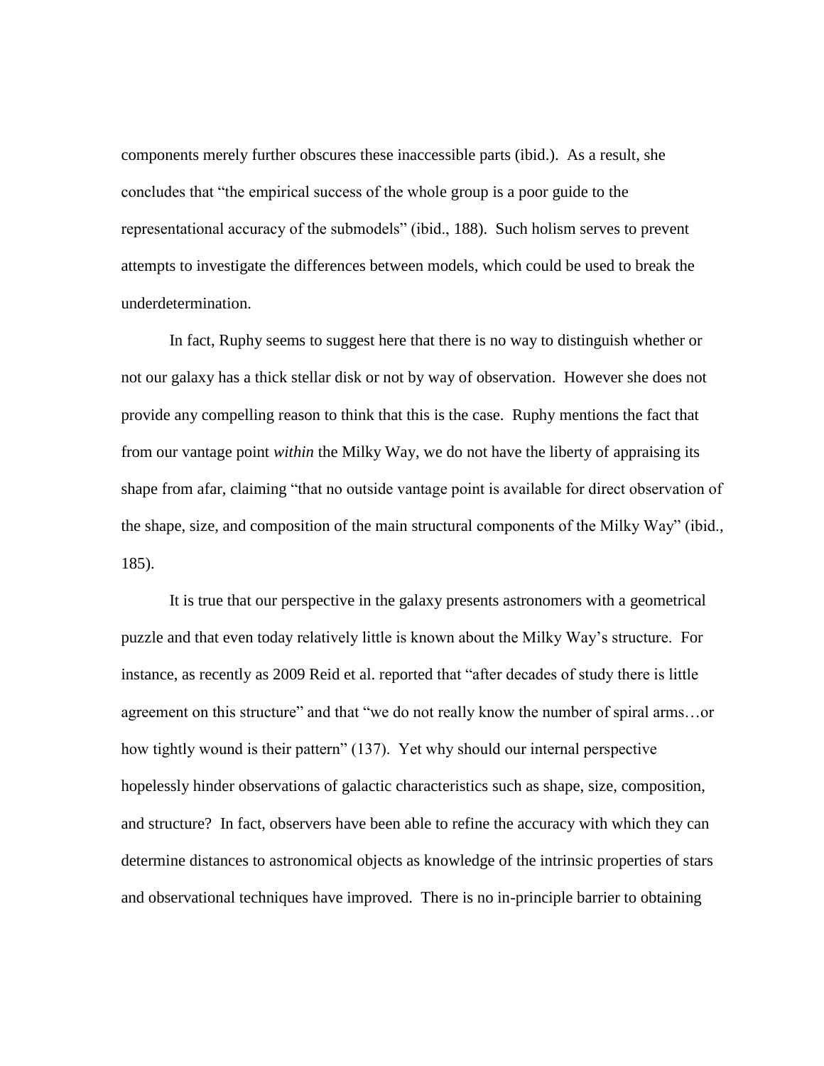components merely further obscures these inaccessible parts (ibid.). As a result, she concludes that "the empirical success of the whole group is a poor guide to the representational accuracy of the submodels" (ibid., 188). Such holism serves to prevent attempts to investigate the differences between models, which could be used to break the underdetermination.

In fact, Ruphy seems to suggest here that there is no way to distinguish whether or not our galaxy has a thick stellar disk or not by way of observation. However she does not provide any compelling reason to think that this is the case. Ruphy mentions the fact that from our vantage point *within* the Milky Way, we do not have the liberty of appraising its shape from afar, claiming "that no outside vantage point is available for direct observation of the shape, size, and composition of the main structural components of the Milky Way" (ibid., 185).

It is true that our perspective in the galaxy presents astronomers with a geometrical puzzle and that even today relatively little is known about the Milky Way's structure. For instance, as recently as 2009 Reid et al. reported that "after decades of study there is little agreement on this structure" and that "we do not really know the number of spiral arms…or how tightly wound is their pattern" (137). Yet why should our internal perspective hopelessly hinder observations of galactic characteristics such as shape, size, composition, and structure? In fact, observers have been able to refine the accuracy with which they can determine distances to astronomical objects as knowledge of the intrinsic properties of stars and observational techniques have improved. There is no in-principle barrier to obtaining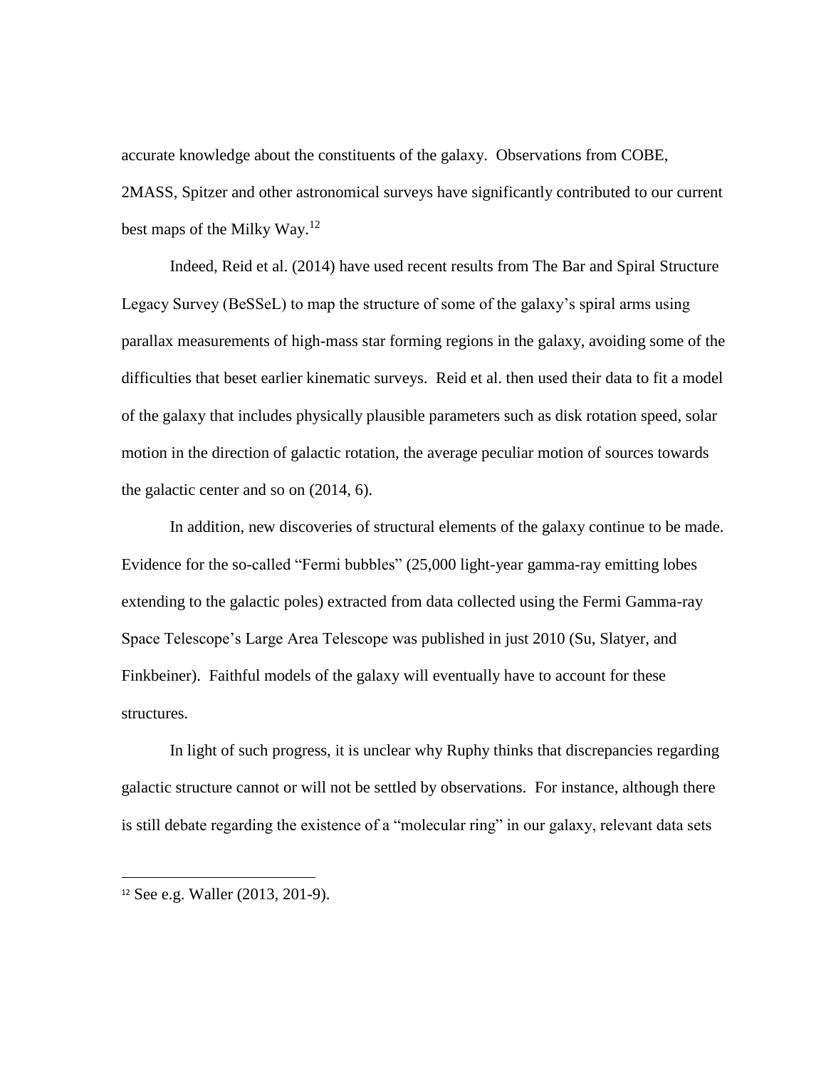accurate knowledge about the constituents of the galaxy. Observations from COBE, 2MASS, Spitzer and other astronomical surveys have significantly contributed to our current best maps of the Milky Way.[12]

Indeed, Reid et al. (2014) have used recent results from The Bar and Spiral Structure Legacy Survey (BeSSeL) to map the structure of some of the galaxy's spiral arms using parallax measurements of high-mass star forming regions in the galaxy, avoiding some of the difficulties that beset earlier kinematic surveys. Reid et al. then used their data to fit a model of the galaxy that includes physically plausible parameters such as disk rotation speed, solar motion in the direction of galactic rotation, the average peculiar motion of sources towards the galactic center and so on (2014, 6).

In addition, new discoveries of structural elements of the galaxy continue to be made. Evidence for the so-called "Fermi bubbles" (25,000 light-year gamma-ray emitting lobes extending to the galactic poles) extracted from data collected using the Fermi Gamma-ray Space Telescope's Large Area Telescope was published in just 2010 (Su, Slatyer, and Finkbeiner). Faithful models of the galaxy will eventually have to account for these structures.

In light of such progress, it is unclear why Ruphy thinks that discrepancies regarding galactic structure cannot or will not be settled by observations. For instance, although there is still debate regarding the existence of a "molecular ring" in our galaxy, relevant data sets

[12] See e.g. Waller (2013, 201-9).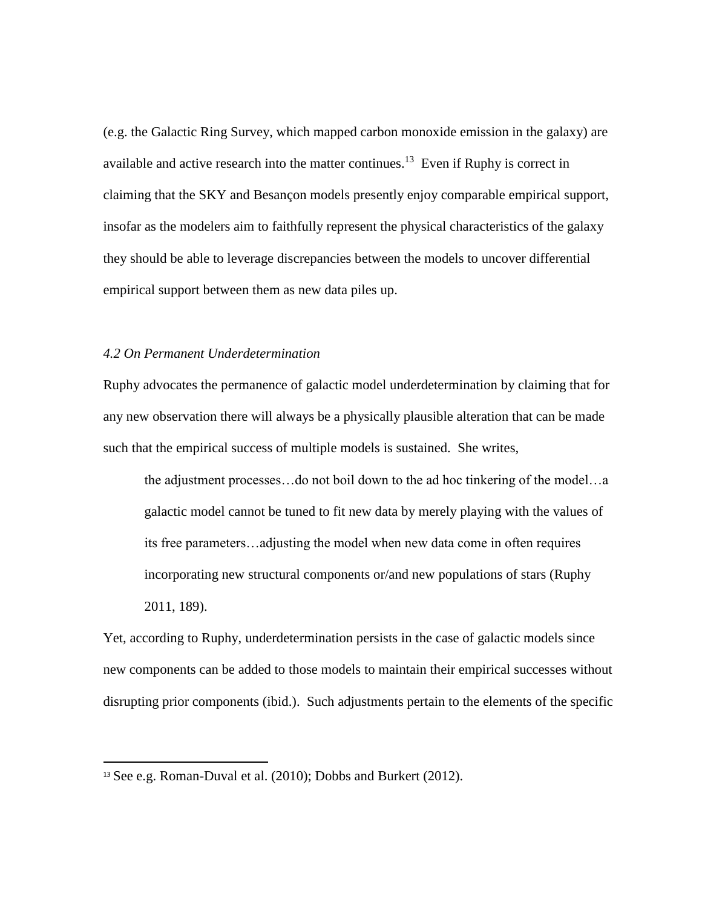(e.g. the Galactic Ring Survey, which mapped carbon monoxide emission in the galaxy) are available and active research into the matter continues.[13] Even if Ruphy is correct in claiming that the SKY and Besançon models presently enjoy comparable empirical support, insofar as the modelers aim to faithfully represent the physical characteristics of the galaxy they should be able to leverage discrepancies between the models to uncover differential empirical support between them as new data piles up.

### *4.2 On Permanent Underdetermination*

Ruphy advocates the permanence of galactic model underdetermination by claiming that for any new observation there will always be a physically plausible alteration that can be made such that the empirical success of multiple models is sustained. She writes,

> the adjustment processes…do not boil down to the ad hoc tinkering of the model…a galactic model cannot be tuned to fit new data by merely playing with the values of its free parameters…adjusting the model when new data come in often requires incorporating new structural components or/and new populations of stars (Ruphy 2011, 189).

Yet, according to Ruphy, underdetermination persists in the case of galactic models since new components can be added to those models to maintain their empirical successes without disrupting prior components (ibid.). Such adjustments pertain to the elements of the specific

---

[13] See e.g. Roman-Duval et al. (2010); Dobbs and Burkert (2012).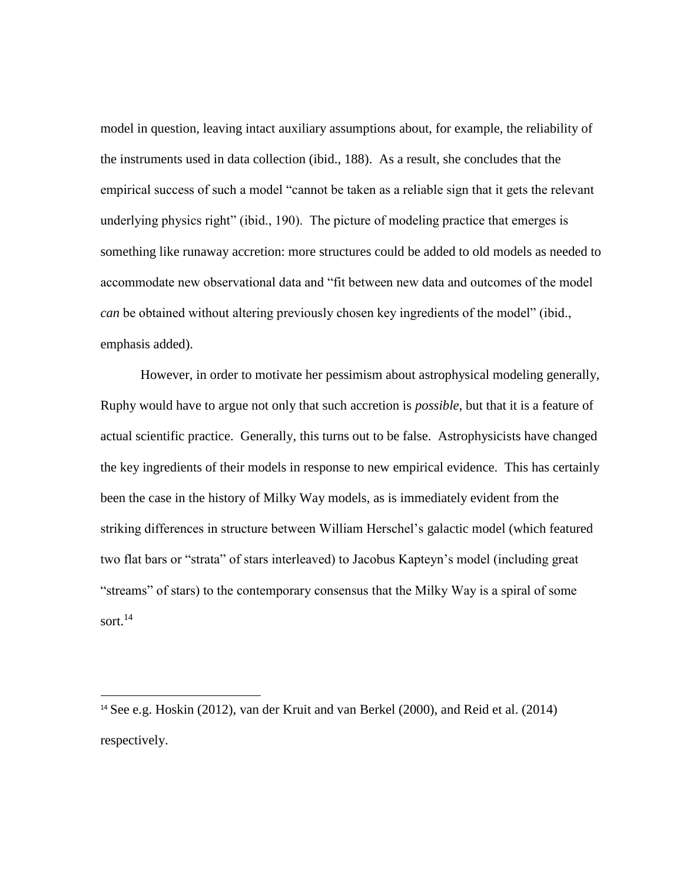model in question, leaving intact auxiliary assumptions about, for example, the reliability of the instruments used in data collection (ibid., 188). As a result, she concludes that the empirical success of such a model "cannot be taken as a reliable sign that it gets the relevant underlying physics right" (ibid., 190). The picture of modeling practice that emerges is something like runaway accretion: more structures could be added to old models as needed to accommodate new observational data and "fit between new data and outcomes of the model *can* be obtained without altering previously chosen key ingredients of the model" (ibid., emphasis added).

However, in order to motivate her pessimism about astrophysical modeling generally, Ruphy would have to argue not only that such accretion is *possible*, but that it is a feature of actual scientific practice. Generally, this turns out to be false. Astrophysicists have changed the key ingredients of their models in response to new empirical evidence. This has certainly been the case in the history of Milky Way models, as is immediately evident from the striking differences in structure between William Herschel's galactic model (which featured two flat bars or "strata" of stars interleaved) to Jacobus Kapteyn's model (including great "streams" of stars) to the contemporary consensus that the Milky Way is a spiral of some sort.[14]

---

[14] See e.g. Hoskin (2012), van der Kruit and van Berkel (2000), and Reid et al. (2014) respectively.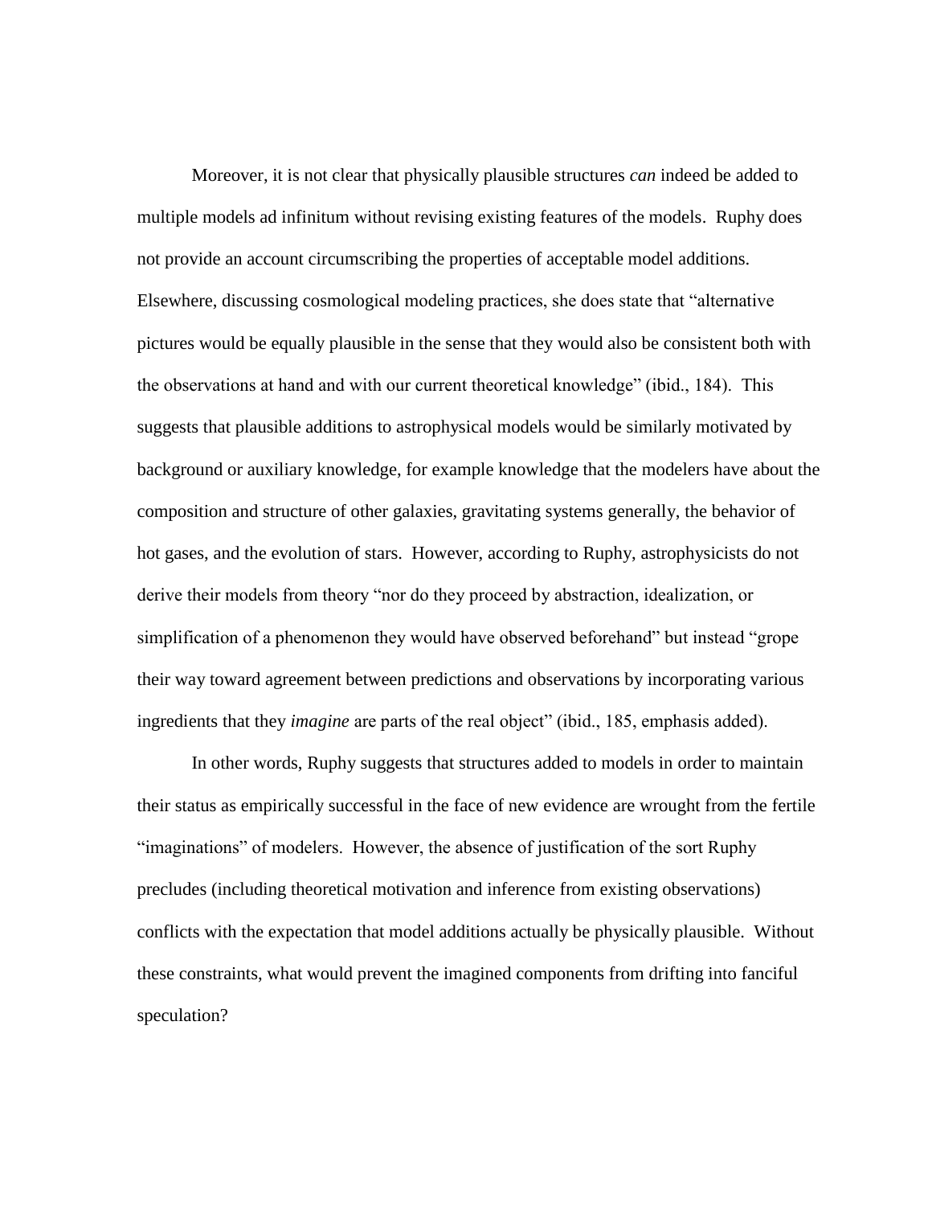Moreover, it is not clear that physically plausible structures *can* indeed be added to multiple models ad infinitum without revising existing features of the models. Ruphy does not provide an account circumscribing the properties of acceptable model additions. Elsewhere, discussing cosmological modeling practices, she does state that "alternative pictures would be equally plausible in the sense that they would also be consistent both with the observations at hand and with our current theoretical knowledge" (ibid., 184). This suggests that plausible additions to astrophysical models would be similarly motivated by background or auxiliary knowledge, for example knowledge that the modelers have about the composition and structure of other galaxies, gravitating systems generally, the behavior of hot gases, and the evolution of stars. However, according to Ruphy, astrophysicists do not derive their models from theory "nor do they proceed by abstraction, idealization, or simplification of a phenomenon they would have observed beforehand" but instead "grope their way toward agreement between predictions and observations by incorporating various ingredients that they *imagine* are parts of the real object" (ibid., 185, emphasis added).

In other words, Ruphy suggests that structures added to models in order to maintain their status as empirically successful in the face of new evidence are wrought from the fertile "imaginations" of modelers. However, the absence of justification of the sort Ruphy precludes (including theoretical motivation and inference from existing observations) conflicts with the expectation that model additions actually be physically plausible. Without these constraints, what would prevent the imagined components from drifting into fanciful speculation?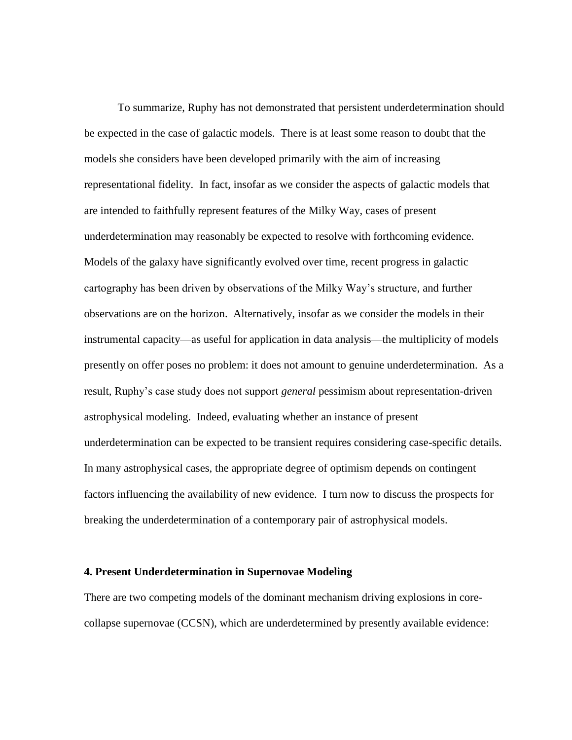To summarize, Ruphy has not demonstrated that persistent underdetermination should be expected in the case of galactic models. There is at least some reason to doubt that the models she considers have been developed primarily with the aim of increasing representational fidelity. In fact, insofar as we consider the aspects of galactic models that are intended to faithfully represent features of the Milky Way, cases of present underdetermination may reasonably be expected to resolve with forthcoming evidence. Models of the galaxy have significantly evolved over time, recent progress in galactic cartography has been driven by observations of the Milky Way's structure, and further observations are on the horizon. Alternatively, insofar as we consider the models in their instrumental capacity—as useful for application in data analysis—the multiplicity of models presently on offer poses no problem: it does not amount to genuine underdetermination. As a result, Ruphy's case study does not support *general* pessimism about representation-driven astrophysical modeling. Indeed, evaluating whether an instance of present underdetermination can be expected to be transient requires considering case-specific details. In many astrophysical cases, the appropriate degree of optimism depends on contingent factors influencing the availability of new evidence. I turn now to discuss the prospects for breaking the underdetermination of a contemporary pair of astrophysical models.

## 4. Present Underdetermination in Supernovae Modeling

There are two competing models of the dominant mechanism driving explosions in core-collapse supernovae (CCSN), which are underdetermined by presently available evidence: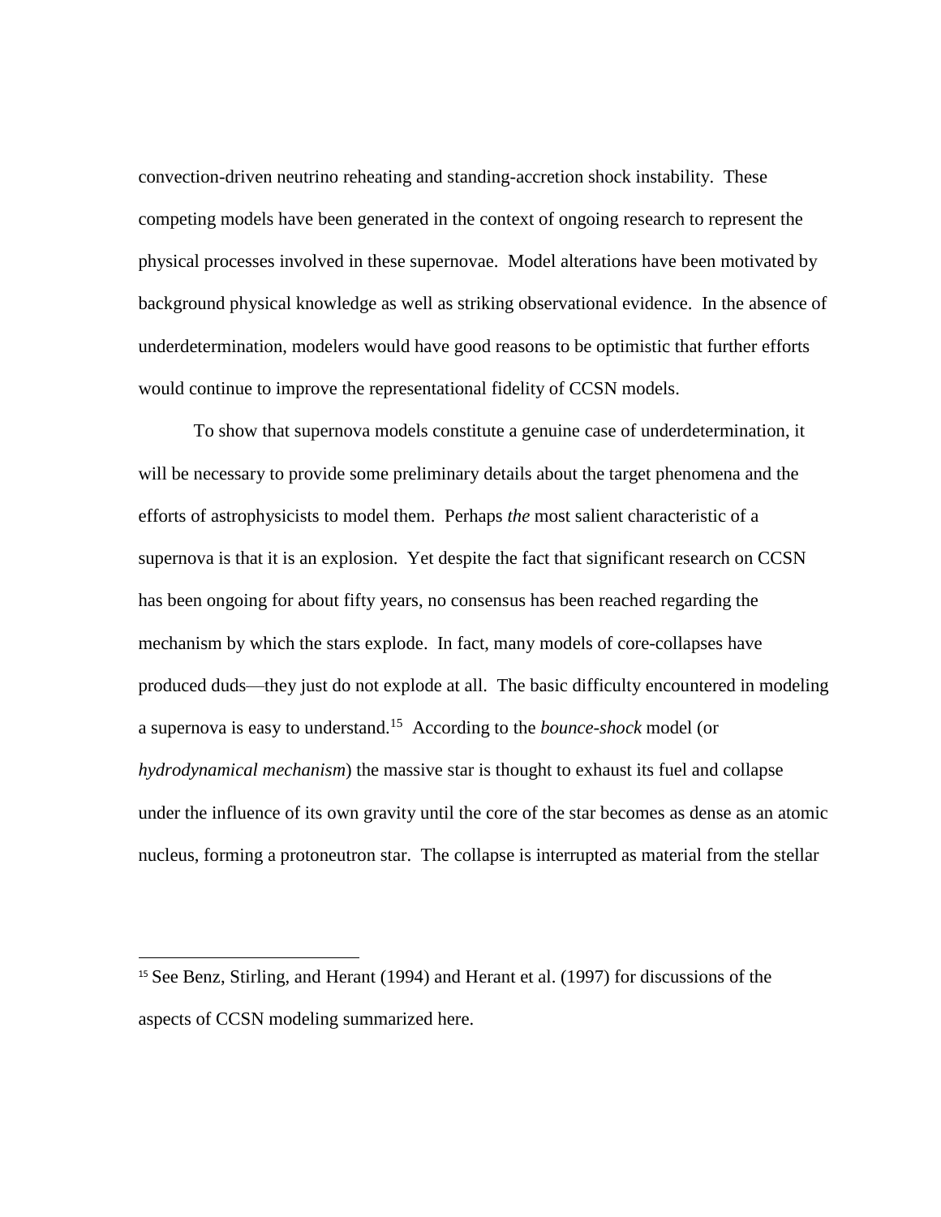convection-driven neutrino reheating and standing-accretion shock instability. These competing models have been generated in the context of ongoing research to represent the physical processes involved in these supernovae. Model alterations have been motivated by background physical knowledge as well as striking observational evidence. In the absence of underdetermination, modelers would have good reasons to be optimistic that further efforts would continue to improve the representational fidelity of CCSN models.

To show that supernova models constitute a genuine case of underdetermination, it will be necessary to provide some preliminary details about the target phenomena and the efforts of astrophysicists to model them. Perhaps *the* most salient characteristic of a supernova is that it is an explosion. Yet despite the fact that significant research on CCSN has been ongoing for about fifty years, no consensus has been reached regarding the mechanism by which the stars explode. In fact, many models of core-collapses have produced duds—they just do not explode at all. The basic difficulty encountered in modeling a supernova is easy to understand.[15] According to the *bounce-shock* model (or *hydrodynamical mechanism*) the massive star is thought to exhaust its fuel and collapse under the influence of its own gravity until the core of the star becomes as dense as an atomic nucleus, forming a protoneutron star. The collapse is interrupted as material from the stellar

[15] See Benz, Stirling, and Herant (1994) and Herant et al. (1997) for discussions of the aspects of CCSN modeling summarized here.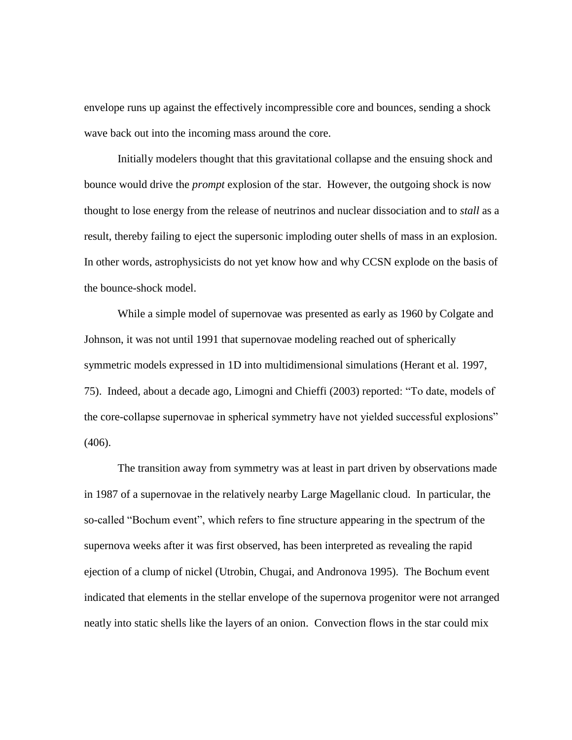envelope runs up against the effectively incompressible core and bounces, sending a shock wave back out into the incoming mass around the core.

Initially modelers thought that this gravitational collapse and the ensuing shock and bounce would drive the *prompt* explosion of the star. However, the outgoing shock is now thought to lose energy from the release of neutrinos and nuclear dissociation and to *stall* as a result, thereby failing to eject the supersonic imploding outer shells of mass in an explosion. In other words, astrophysicists do not yet know how and why CCSN explode on the basis of the bounce-shock model.

While a simple model of supernovae was presented as early as 1960 by Colgate and Johnson, it was not until 1991 that supernovae modeling reached out of spherically symmetric models expressed in 1D into multidimensional simulations (Herant et al. 1997, 75). Indeed, about a decade ago, Limogni and Chieffi (2003) reported: "To date, models of the core-collapse supernovae in spherical symmetry have not yielded successful explosions" (406).

The transition away from symmetry was at least in part driven by observations made in 1987 of a supernovae in the relatively nearby Large Magellanic cloud. In particular, the so-called "Bochum event", which refers to fine structure appearing in the spectrum of the supernova weeks after it was first observed, has been interpreted as revealing the rapid ejection of a clump of nickel (Utrobin, Chugai, and Andronova 1995). The Bochum event indicated that elements in the stellar envelope of the supernova progenitor were not arranged neatly into static shells like the layers of an onion. Convection flows in the star could mix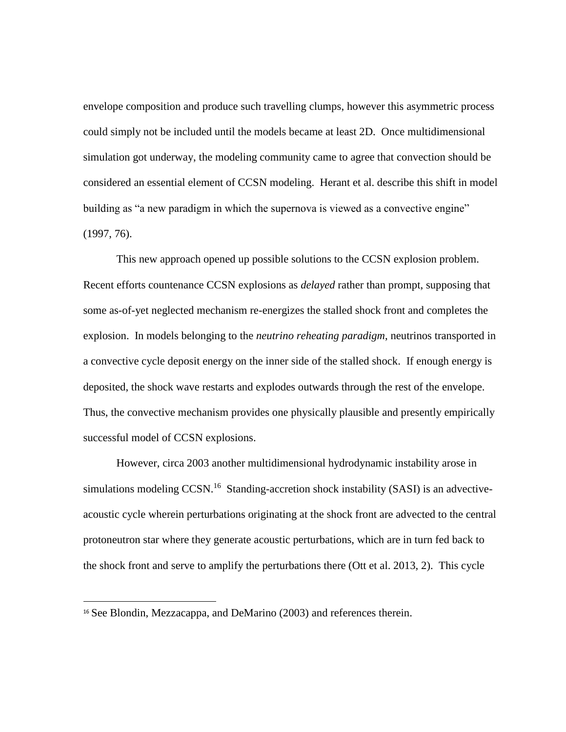envelope composition and produce such travelling clumps, however this asymmetric process could simply not be included until the models became at least 2D. Once multidimensional simulation got underway, the modeling community came to agree that convection should be considered an essential element of CCSN modeling. Herant et al. describe this shift in model building as "a new paradigm in which the supernova is viewed as a convective engine" (1997, 76).

This new approach opened up possible solutions to the CCSN explosion problem. Recent efforts countenance CCSN explosions as *delayed* rather than prompt, supposing that some as-of-yet neglected mechanism re-energizes the stalled shock front and completes the explosion. In models belonging to the *neutrino reheating paradigm*, neutrinos transported in a convective cycle deposit energy on the inner side of the stalled shock. If enough energy is deposited, the shock wave restarts and explodes outwards through the rest of the envelope. Thus, the convective mechanism provides one physically plausible and presently empirically successful model of CCSN explosions.

However, circa 2003 another multidimensional hydrodynamic instability arose in simulations modeling CCSN.[16] Standing-accretion shock instability (SASI) is an advective-acoustic cycle wherein perturbations originating at the shock front are advected to the central protoneutron star where they generate acoustic perturbations, which are in turn fed back to the shock front and serve to amplify the perturbations there (Ott et al. 2013, 2). This cycle

[16] See Blondin, Mezzacappa, and DeMarino (2003) and references therein.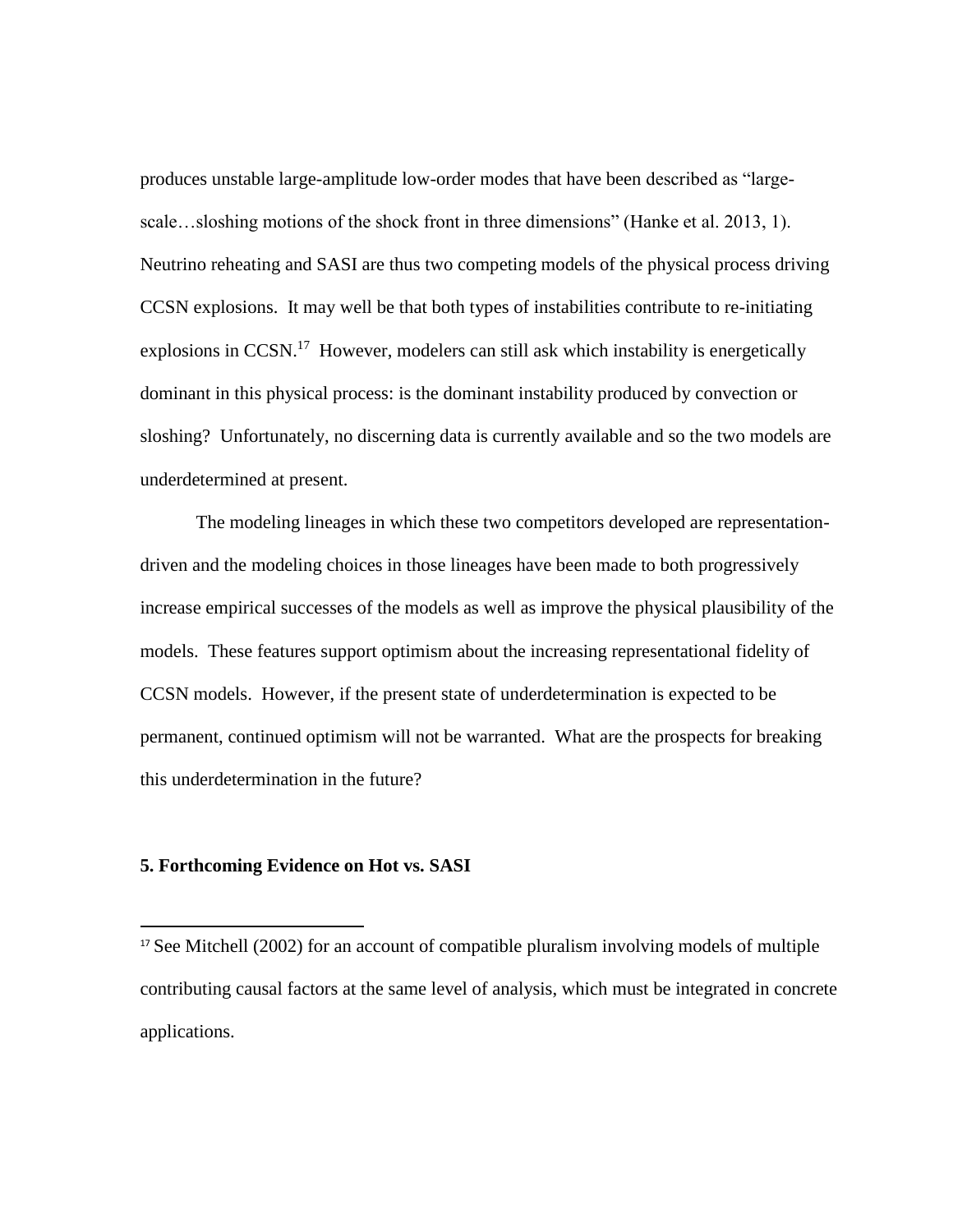produces unstable large-amplitude low-order modes that have been described as "large-scale…sloshing motions of the shock front in three dimensions" (Hanke et al. 2013, 1). Neutrino reheating and SASI are thus two competing models of the physical process driving CCSN explosions. It may well be that both types of instabilities contribute to re-initiating explosions in CCSN.[17] However, modelers can still ask which instability is energetically dominant in this physical process: is the dominant instability produced by convection or sloshing? Unfortunately, no discerning data is currently available and so the two models are underdetermined at present.

The modeling lineages in which these two competitors developed are representation-driven and the modeling choices in those lineages have been made to both progressively increase empirical successes of the models as well as improve the physical plausibility of the models. These features support optimism about the increasing representational fidelity of CCSN models. However, if the present state of underdetermination is expected to be permanent, continued optimism will not be warranted. What are the prospects for breaking this underdetermination in the future?

## 5. Forthcoming Evidence on Hot vs. SASI

[17] See Mitchell (2002) for an account of compatible pluralism involving models of multiple contributing causal factors at the same level of analysis, which must be integrated in concrete applications.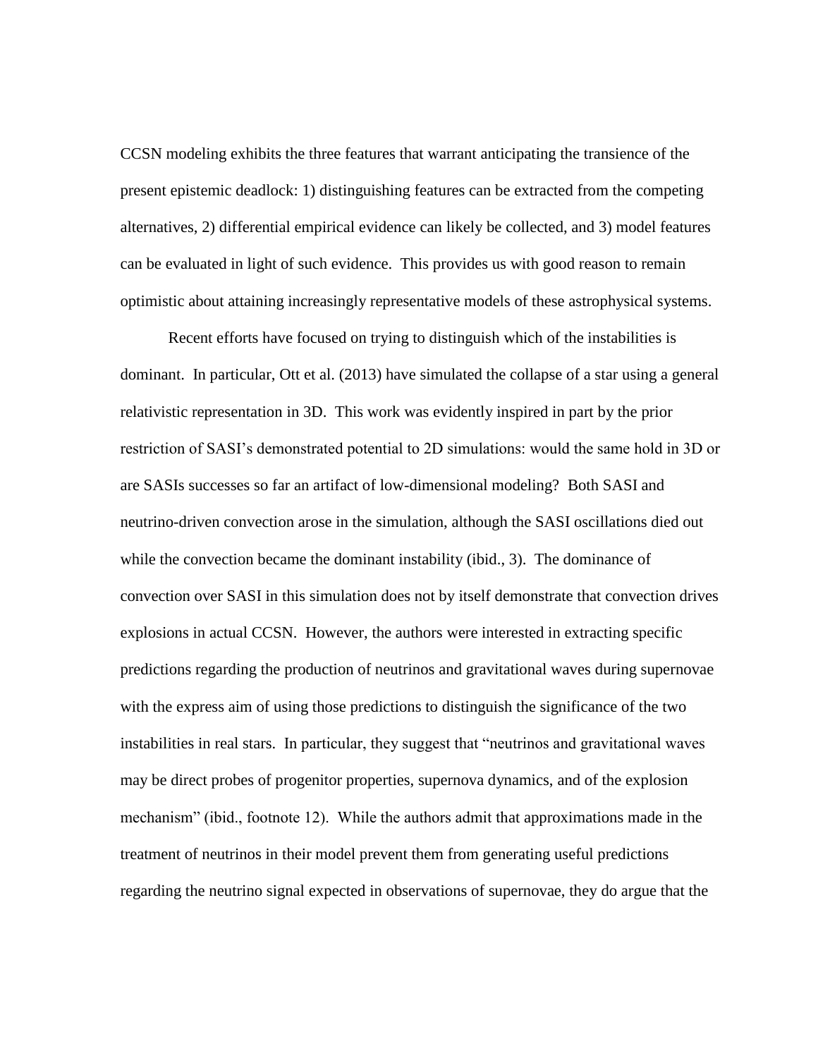CCSN modeling exhibits the three features that warrant anticipating the transience of the present epistemic deadlock: 1) distinguishing features can be extracted from the competing alternatives, 2) differential empirical evidence can likely be collected, and 3) model features can be evaluated in light of such evidence. This provides us with good reason to remain optimistic about attaining increasingly representative models of these astrophysical systems.

Recent efforts have focused on trying to distinguish which of the instabilities is dominant. In particular, Ott et al. (2013) have simulated the collapse of a star using a general relativistic representation in 3D. This work was evidently inspired in part by the prior restriction of SASI's demonstrated potential to 2D simulations: would the same hold in 3D or are SASIs successes so far an artifact of low-dimensional modeling? Both SASI and neutrino-driven convection arose in the simulation, although the SASI oscillations died out while the convection became the dominant instability (ibid., 3). The dominance of convection over SASI in this simulation does not by itself demonstrate that convection drives explosions in actual CCSN. However, the authors were interested in extracting specific predictions regarding the production of neutrinos and gravitational waves during supernovae with the express aim of using those predictions to distinguish the significance of the two instabilities in real stars. In particular, they suggest that "neutrinos and gravitational waves may be direct probes of progenitor properties, supernova dynamics, and of the explosion mechanism" (ibid., footnote 12). While the authors admit that approximations made in the treatment of neutrinos in their model prevent them from generating useful predictions regarding the neutrino signal expected in observations of supernovae, they do argue that the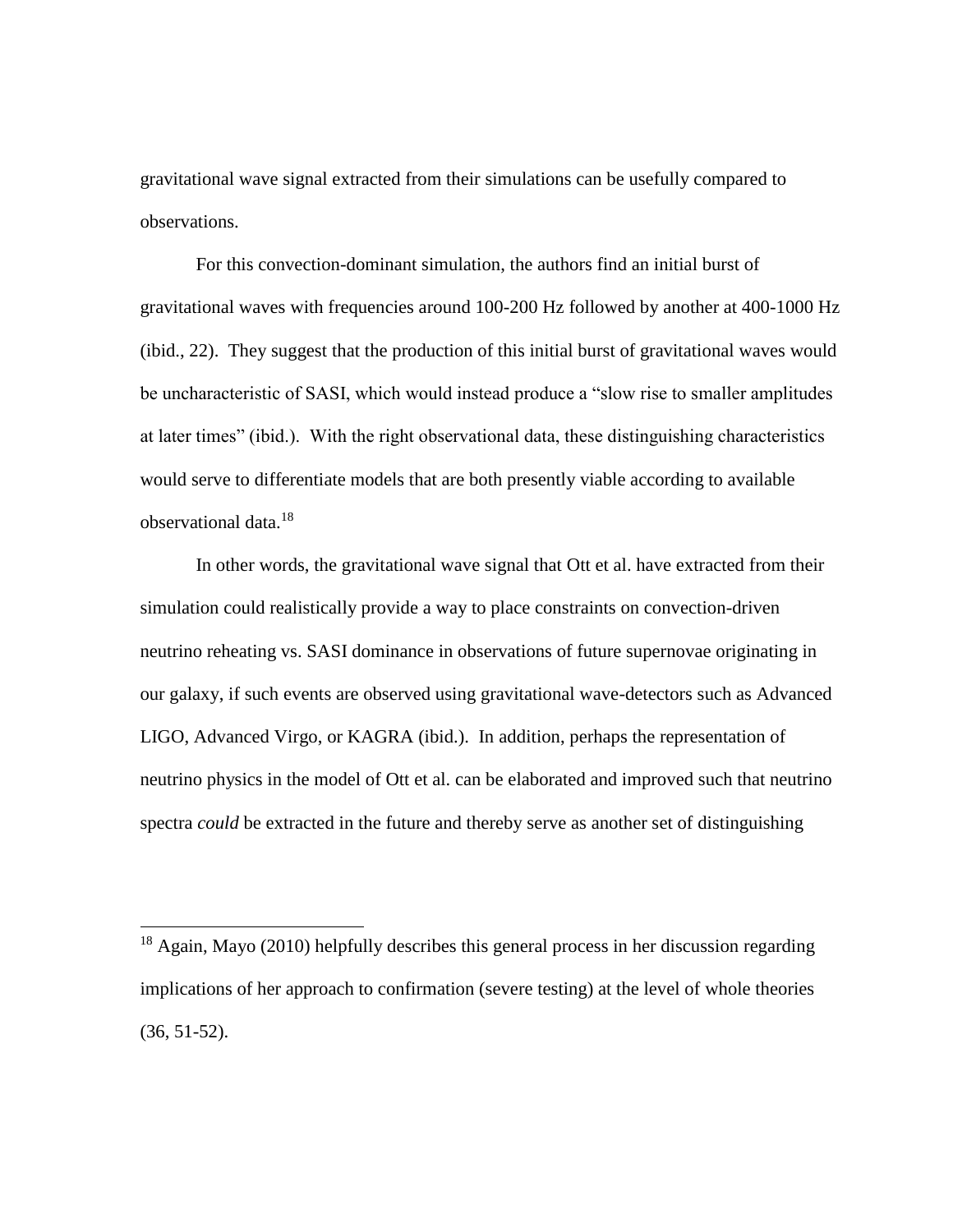gravitational wave signal extracted from their simulations can be usefully compared to observations.

For this convection-dominant simulation, the authors find an initial burst of gravitational waves with frequencies around 100-200 Hz followed by another at 400-1000 Hz (ibid., 22). They suggest that the production of this initial burst of gravitational waves would be uncharacteristic of SASI, which would instead produce a "slow rise to smaller amplitudes at later times" (ibid.). With the right observational data, these distinguishing characteristics would serve to differentiate models that are both presently viable according to available observational data.[18]

In other words, the gravitational wave signal that Ott et al. have extracted from their simulation could realistically provide a way to place constraints on convection-driven neutrino reheating vs. SASI dominance in observations of future supernovae originating in our galaxy, if such events are observed using gravitational wave-detectors such as Advanced LIGO, Advanced Virgo, or KAGRA (ibid.). In addition, perhaps the representation of neutrino physics in the model of Ott et al. can be elaborated and improved such that neutrino spectra *could* be extracted in the future and thereby serve as another set of distinguishing

---

[18] Again, Mayo (2010) helpfully describes this general process in her discussion regarding implications of her approach to confirmation (severe testing) at the level of whole theories (36, 51-52).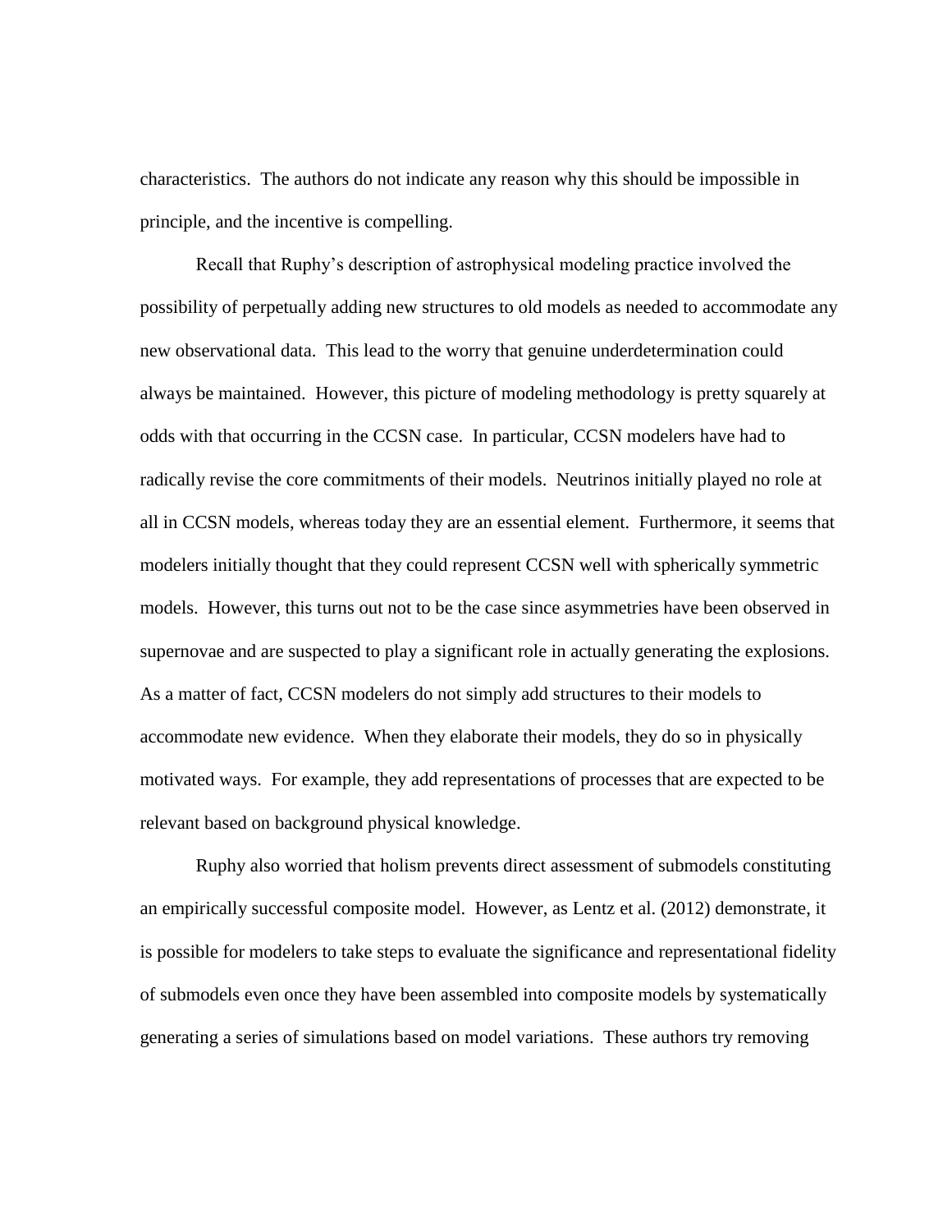characteristics. The authors do not indicate any reason why this should be impossible in principle, and the incentive is compelling.

Recall that Ruphy's description of astrophysical modeling practice involved the possibility of perpetually adding new structures to old models as needed to accommodate any new observational data. This lead to the worry that genuine underdetermination could always be maintained. However, this picture of modeling methodology is pretty squarely at odds with that occurring in the CCSN case. In particular, CCSN modelers have had to radically revise the core commitments of their models. Neutrinos initially played no role at all in CCSN models, whereas today they are an essential element. Furthermore, it seems that modelers initially thought that they could represent CCSN well with spherically symmetric models. However, this turns out not to be the case since asymmetries have been observed in supernovae and are suspected to play a significant role in actually generating the explosions. As a matter of fact, CCSN modelers do not simply add structures to their models to accommodate new evidence. When they elaborate their models, they do so in physically motivated ways. For example, they add representations of processes that are expected to be relevant based on background physical knowledge.

Ruphy also worried that holism prevents direct assessment of submodels constituting an empirically successful composite model. However, as Lentz et al. (2012) demonstrate, it is possible for modelers to take steps to evaluate the significance and representational fidelity of submodels even once they have been assembled into composite models by systematically generating a series of simulations based on model variations. These authors try removing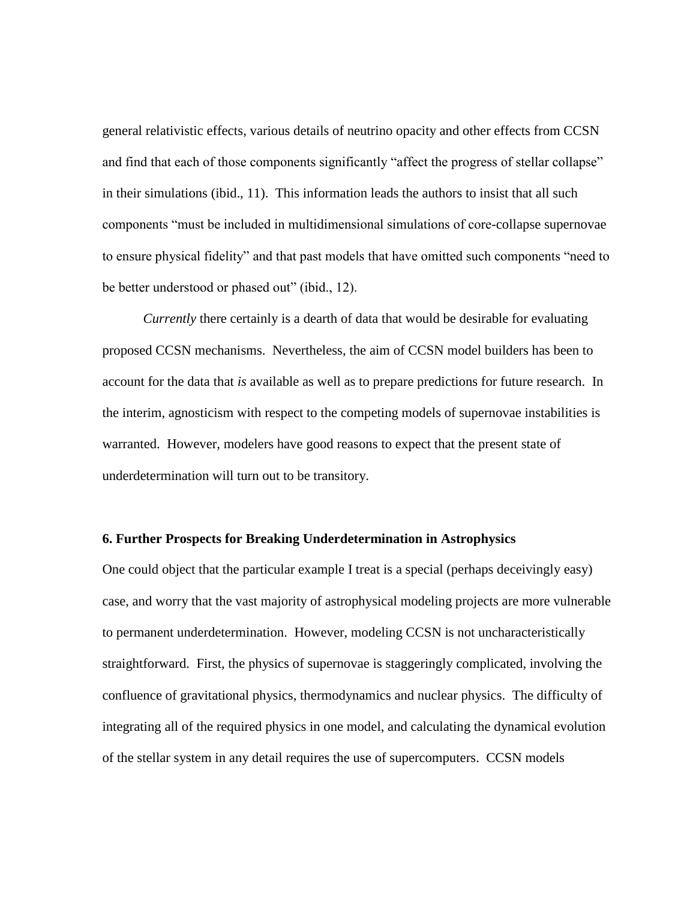general relativistic effects, various details of neutrino opacity and other effects from CCSN and find that each of those components significantly "affect the progress of stellar collapse" in their simulations (ibid., 11). This information leads the authors to insist that all such components "must be included in multidimensional simulations of core-collapse supernovae to ensure physical fidelity" and that past models that have omitted such components "need to be better understood or phased out" (ibid., 12).

*Currently* there certainly is a dearth of data that would be desirable for evaluating proposed CCSN mechanisms. Nevertheless, the aim of CCSN model builders has been to account for the data that *is* available as well as to prepare predictions for future research. In the interim, agnosticism with respect to the competing models of supernovae instabilities is warranted. However, modelers have good reasons to expect that the present state of underdetermination will turn out to be transitory.

## 6. Further Prospects for Breaking Underdetermination in Astrophysics

One could object that the particular example I treat is a special (perhaps deceivingly easy) case, and worry that the vast majority of astrophysical modeling projects are more vulnerable to permanent underdetermination. However, modeling CCSN is not uncharacteristically straightforward. First, the physics of supernovae is staggeringly complicated, involving the confluence of gravitational physics, thermodynamics and nuclear physics. The difficulty of integrating all of the required physics in one model, and calculating the dynamical evolution of the stellar system in any detail requires the use of supercomputers. CCSN models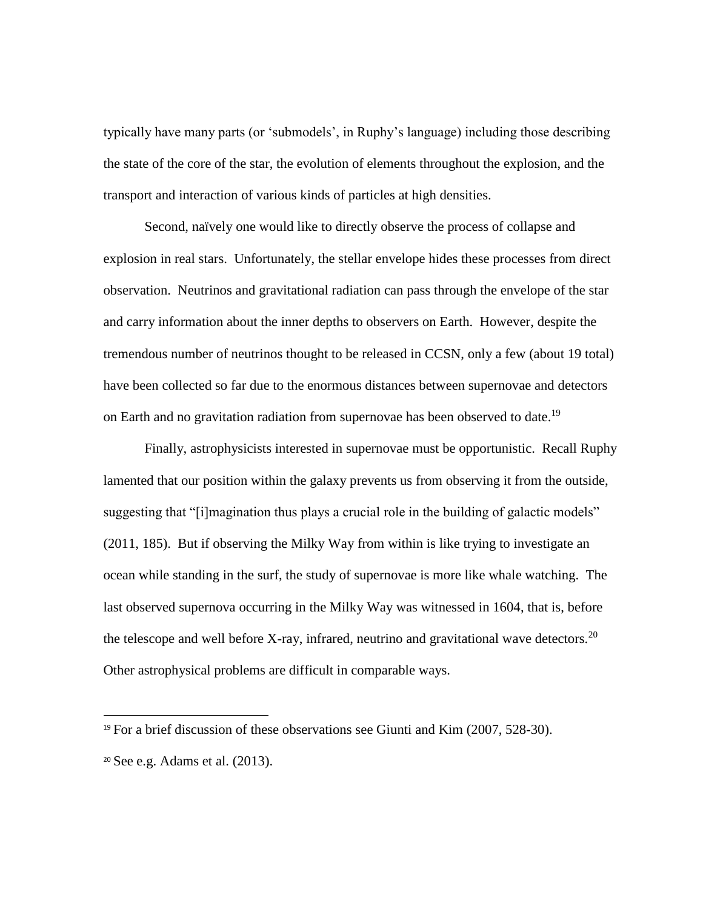typically have many parts (or 'submodels', in Ruphy's language) including those describing the state of the core of the star, the evolution of elements throughout the explosion, and the transport and interaction of various kinds of particles at high densities.

Second, naïvely one would like to directly observe the process of collapse and explosion in real stars. Unfortunately, the stellar envelope hides these processes from direct observation. Neutrinos and gravitational radiation can pass through the envelope of the star and carry information about the inner depths to observers on Earth. However, despite the tremendous number of neutrinos thought to be released in CCSN, only a few (about 19 total) have been collected so far due to the enormous distances between supernovae and detectors on Earth and no gravitation radiation from supernovae has been observed to date.[19]

Finally, astrophysicists interested in supernovae must be opportunistic. Recall Ruphy lamented that our position within the galaxy prevents us from observing it from the outside, suggesting that "[i]magination thus plays a crucial role in the building of galactic models" (2011, 185). But if observing the Milky Way from within is like trying to investigate an ocean while standing in the surf, the study of supernovae is more like whale watching. The last observed supernova occurring in the Milky Way was witnessed in 1604, that is, before the telescope and well before X-ray, infrared, neutrino and gravitational wave detectors.[20] Other astrophysical problems are difficult in comparable ways.

---

[19] For a brief discussion of these observations see Giunti and Kim (2007, 528-30).

[20] See e.g. Adams et al. (2013).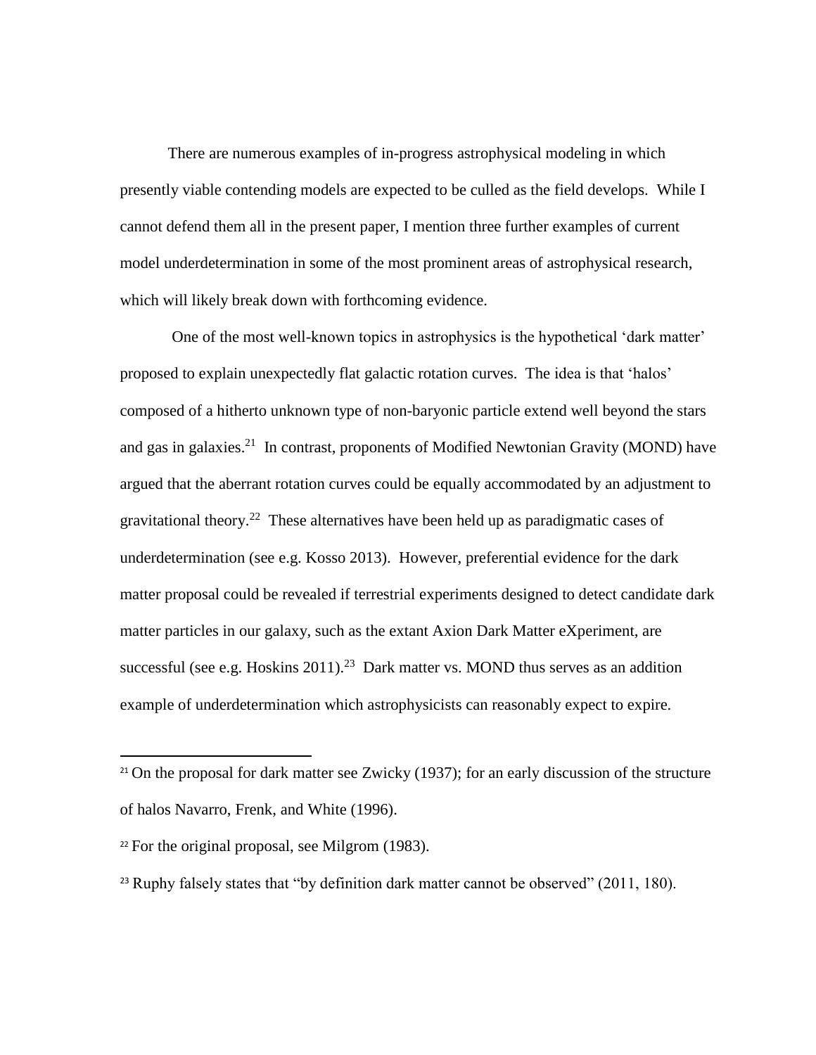There are numerous examples of in-progress astrophysical modeling in which presently viable contending models are expected to be culled as the field develops. While I cannot defend them all in the present paper, I mention three further examples of current model underdetermination in some of the most prominent areas of astrophysical research, which will likely break down with forthcoming evidence.

One of the most well-known topics in astrophysics is the hypothetical 'dark matter' proposed to explain unexpectedly flat galactic rotation curves. The idea is that 'halos' composed of a hitherto unknown type of non-baryonic particle extend well beyond the stars and gas in galaxies.[21] In contrast, proponents of Modified Newtonian Gravity (MOND) have argued that the aberrant rotation curves could be equally accommodated by an adjustment to gravitational theory.[22] These alternatives have been held up as paradigmatic cases of underdetermination (see e.g. Kosso 2013). However, preferential evidence for the dark matter proposal could be revealed if terrestrial experiments designed to detect candidate dark matter particles in our galaxy, such as the extant Axion Dark Matter eXperiment, are successful (see e.g. Hoskins 2011).[23] Dark matter vs. MOND thus serves as an addition example of underdetermination which astrophysicists can reasonably expect to expire.

---

[21] On the proposal for dark matter see Zwicky (1937); for an early discussion of the structure of halos Navarro, Frenk, and White (1996).

[22] For the original proposal, see Milgrom (1983).

[23] Ruphy falsely states that "by definition dark matter cannot be observed" (2011, 180).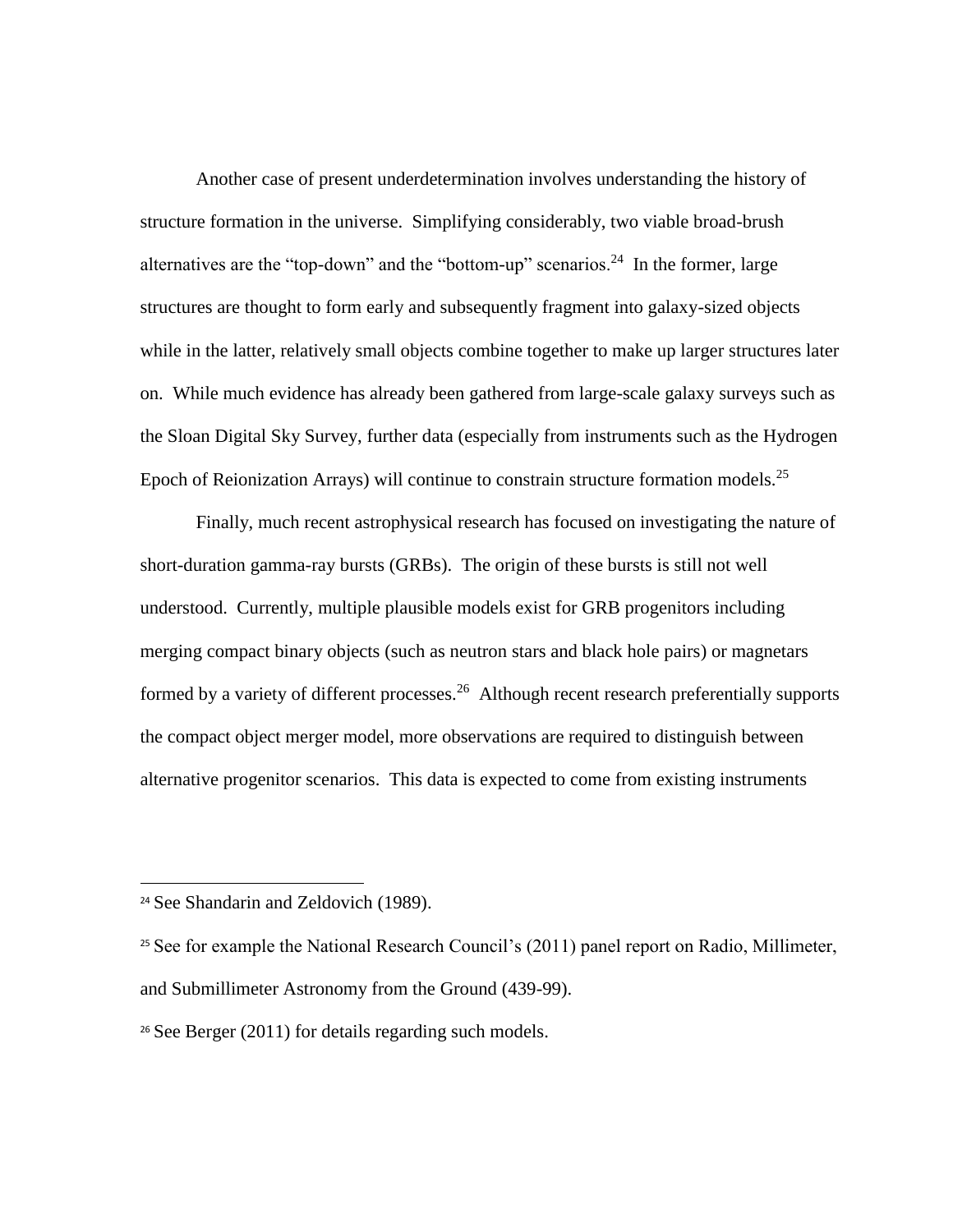Another case of present underdetermination involves understanding the history of structure formation in the universe. Simplifying considerably, two viable broad-brush alternatives are the "top-down" and the "bottom-up" scenarios.[24] In the former, large structures are thought to form early and subsequently fragment into galaxy-sized objects while in the latter, relatively small objects combine together to make up larger structures later on. While much evidence has already been gathered from large-scale galaxy surveys such as the Sloan Digital Sky Survey, further data (especially from instruments such as the Hydrogen Epoch of Reionization Arrays) will continue to constrain structure formation models.[25]

Finally, much recent astrophysical research has focused on investigating the nature of short-duration gamma-ray bursts (GRBs). The origin of these bursts is still not well understood. Currently, multiple plausible models exist for GRB progenitors including merging compact binary objects (such as neutron stars and black hole pairs) or magnetars formed by a variety of different processes.[26] Although recent research preferentially supports the compact object merger model, more observations are required to distinguish between alternative progenitor scenarios. This data is expected to come from existing instruments

---

[24] See Shandarin and Zeldovich (1989).

[25] See for example the National Research Council's (2011) panel report on Radio, Millimeter, and Submillimeter Astronomy from the Ground (439-99).

[26] See Berger (2011) for details regarding such models.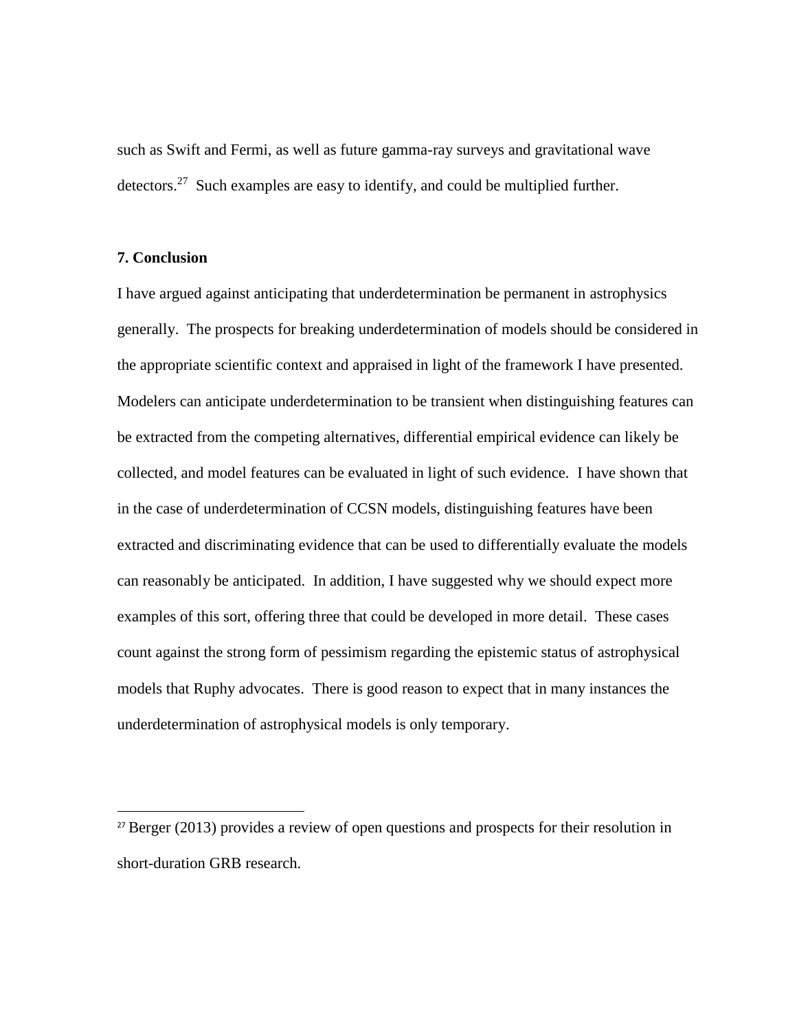such as Swift and Fermi, as well as future gamma-ray surveys and gravitational wave detectors.[27] Such examples are easy to identify, and could be multiplied further.

## 7. Conclusion

I have argued against anticipating that underdetermination be permanent in astrophysics generally. The prospects for breaking underdetermination of models should be considered in the appropriate scientific context and appraised in light of the framework I have presented. Modelers can anticipate underdetermination to be transient when distinguishing features can be extracted from the competing alternatives, differential empirical evidence can likely be collected, and model features can be evaluated in light of such evidence. I have shown that in the case of underdetermination of CCSN models, distinguishing features have been extracted and discriminating evidence that can be used to differentially evaluate the models can reasonably be anticipated. In addition, I have suggested why we should expect more examples of this sort, offering three that could be developed in more detail. These cases count against the strong form of pessimism regarding the epistemic status of astrophysical models that Ruphy advocates. There is good reason to expect that in many instances the underdetermination of astrophysical models is only temporary.

---

[27] Berger (2013) provides a review of open questions and prospects for their resolution in short-duration GRB research.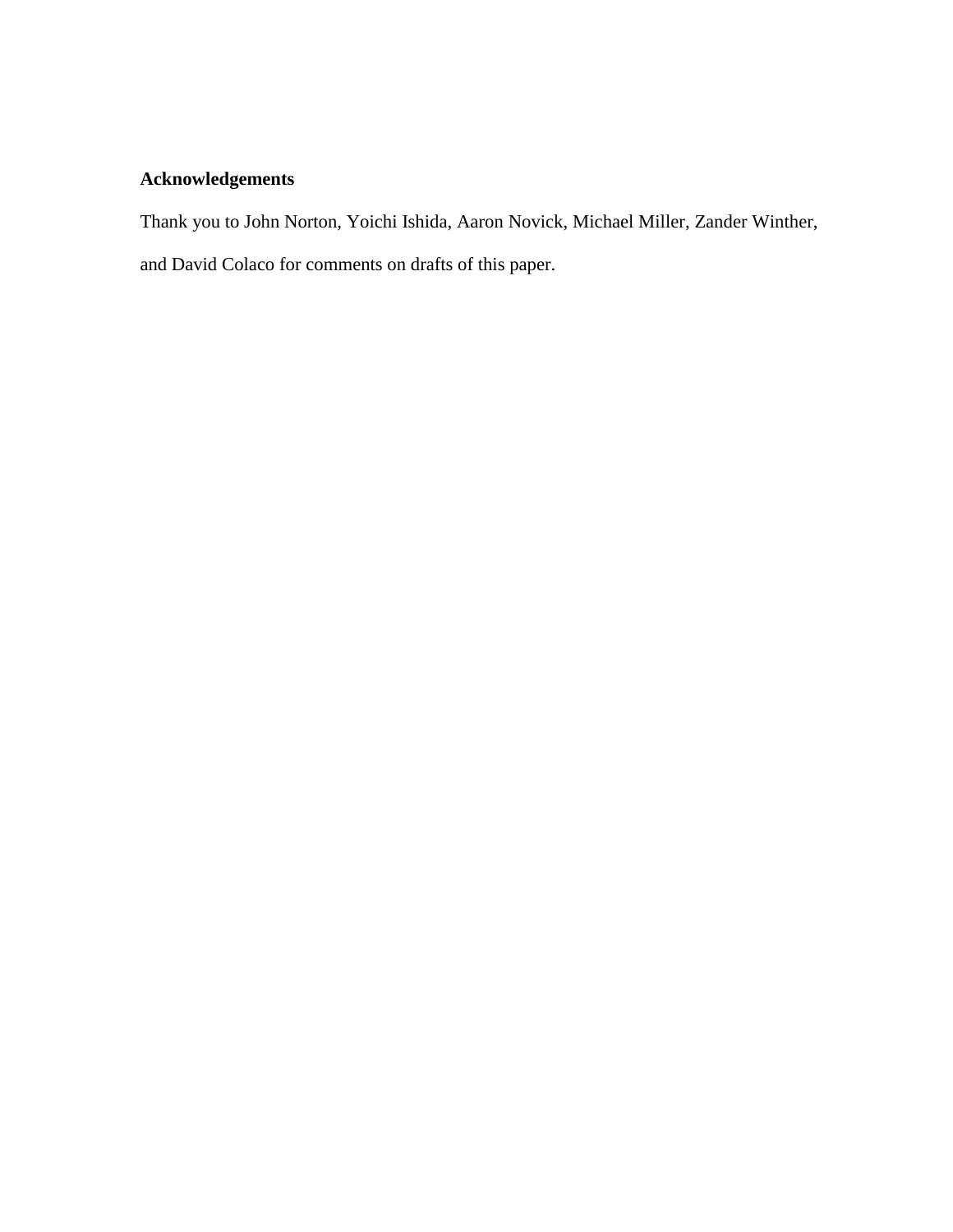**Acknowledgements**

Thank you to John Norton, Yoichi Ishida, Aaron Novick, Michael Miller, Zander Winther, and David Colaco for comments on drafts of this paper.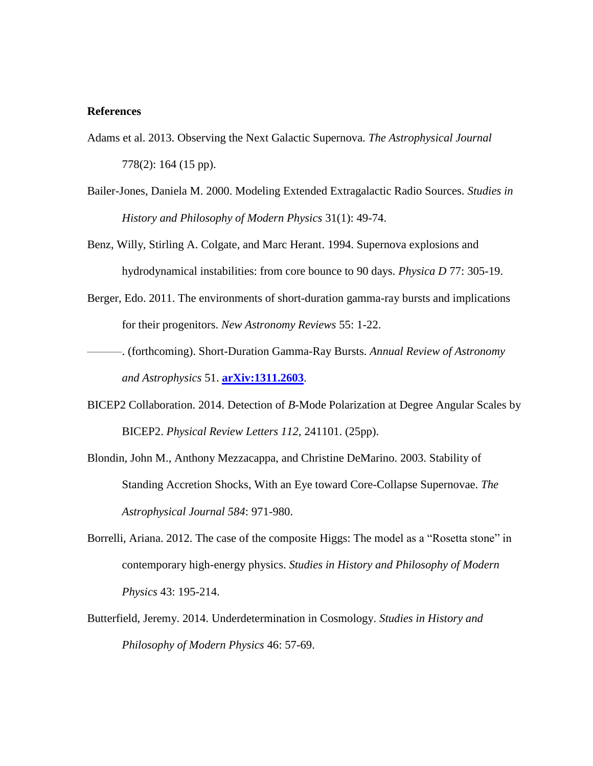**References**

Adams et al. 2013. Observing the Next Galactic Supernova. *The Astrophysical Journal* 778(2): 164 (15 pp).

Bailer-Jones, Daniela M. 2000. Modeling Extended Extragalactic Radio Sources. *Studies in History and Philosophy of Modern Physics* 31(1): 49-74.

Benz, Willy, Stirling A. Colgate, and Marc Herant. 1994. Supernova explosions and hydrodynamical instabilities: from core bounce to 90 days. *Physica D* 77: 305-19.

Berger, Edo. 2011. The environments of short-duration gamma-ray bursts and implications for their progenitors. *New Astronomy Reviews* 55: 1-22.

———. (forthcoming). Short-Duration Gamma-Ray Bursts. *Annual Review of Astronomy and Astrophysics* 51. **arXiv:1311.2603**.

BICEP2 Collaboration. 2014. Detection of *B*-Mode Polarization at Degree Angular Scales by BICEP2. *Physical Review Letters 112,* 241101. (25pp).

Blondin, John M., Anthony Mezzacappa, and Christine DeMarino. 2003. Stability of Standing Accretion Shocks, With an Eye toward Core-Collapse Supernovae. *The Astrophysical Journal 584*: 971-980.

Borrelli, Ariana. 2012. The case of the composite Higgs: The model as a "Rosetta stone" in contemporary high-energy physics. *Studies in History and Philosophy of Modern Physics* 43: 195-214.

Butterfield, Jeremy. 2014. Underdetermination in Cosmology. *Studies in History and Philosophy of Modern Physics* 46: 57-69.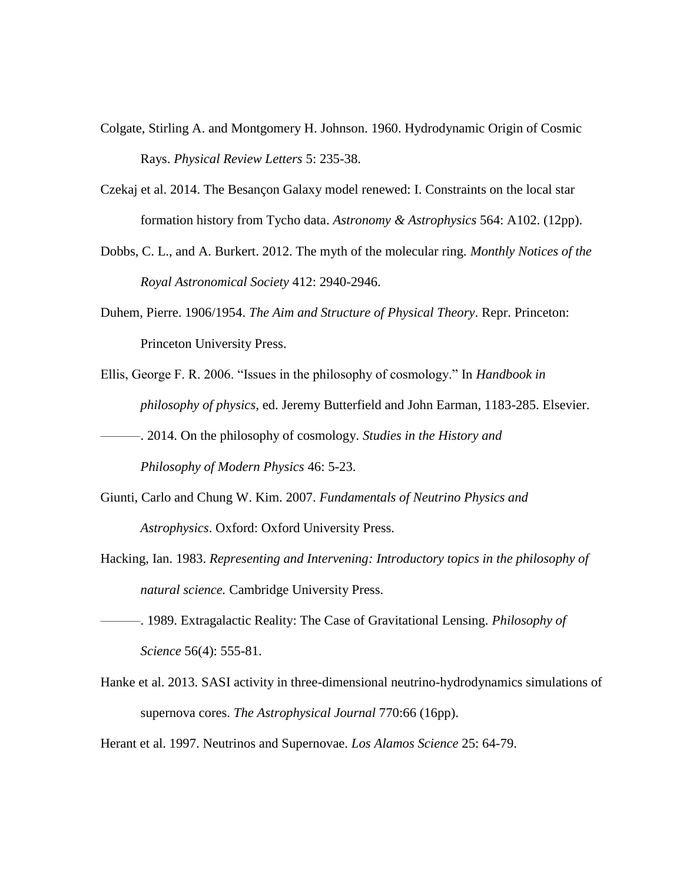Colgate, Stirling A. and Montgomery H. Johnson. 1960. Hydrodynamic Origin of Cosmic Rays. *Physical Review Letters* 5: 235-38.

Czekaj et al. 2014. The Besançon Galaxy model renewed: I. Constraints on the local star formation history from Tycho data. *Astronomy & Astrophysics* 564: A102. (12pp).

Dobbs, C. L., and A. Burkert. 2012. The myth of the molecular ring. *Monthly Notices of the Royal Astronomical Society* 412: 2940-2946.

Duhem, Pierre. 1906/1954. *The Aim and Structure of Physical Theory*. Repr. Princeton: Princeton University Press.

Ellis, George F. R. 2006. "Issues in the philosophy of cosmology." In *Handbook in philosophy of physics*, ed. Jeremy Butterfield and John Earman, 1183-285. Elsevier.

———. 2014. On the philosophy of cosmology. *Studies in the History and Philosophy of Modern Physics* 46: 5-23.

Giunti, Carlo and Chung W. Kim. 2007. *Fundamentals of Neutrino Physics and Astrophysics*. Oxford: Oxford University Press.

Hacking, Ian. 1983. *Representing and Intervening: Introductory topics in the philosophy of natural science.* Cambridge University Press.

———. 1989. Extragalactic Reality: The Case of Gravitational Lensing. *Philosophy of Science* 56(4): 555-81.

Hanke et al. 2013. SASI activity in three-dimensional neutrino-hydrodynamics simulations of supernova cores. *The Astrophysical Journal* 770:66 (16pp).

Herant et al. 1997. Neutrinos and Supernovae. *Los Alamos Science* 25: 64-79.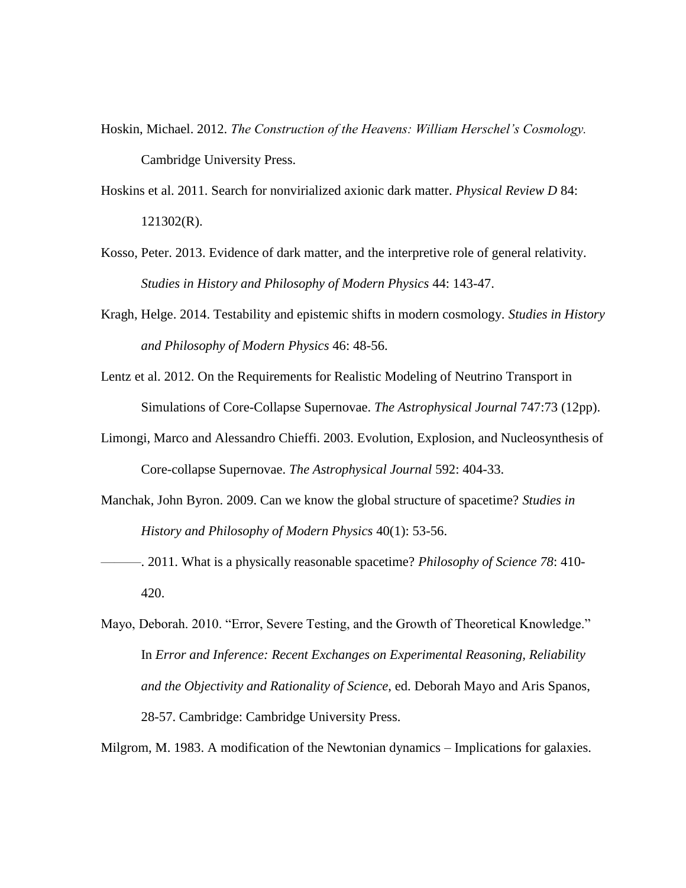Hoskin, Michael. 2012. *The Construction of the Heavens: William Herschel's Cosmology.* Cambridge University Press.

Hoskins et al. 2011. Search for nonvirialized axionic dark matter. *Physical Review D* 84: 121302(R).

Kosso, Peter. 2013. Evidence of dark matter, and the interpretive role of general relativity. *Studies in History and Philosophy of Modern Physics* 44: 143-47.

Kragh, Helge. 2014. Testability and epistemic shifts in modern cosmology. *Studies in History and Philosophy of Modern Physics* 46: 48-56.

Lentz et al. 2012. On the Requirements for Realistic Modeling of Neutrino Transport in Simulations of Core-Collapse Supernovae. *The Astrophysical Journal* 747:73 (12pp).

Limongi, Marco and Alessandro Chieffi. 2003. Evolution, Explosion, and Nucleosynthesis of Core-collapse Supernovae. *The Astrophysical Journal* 592: 404-33.

Manchak, John Byron. 2009. Can we know the global structure of spacetime? *Studies in History and Philosophy of Modern Physics* 40(1): 53-56.

———. 2011. What is a physically reasonable spacetime? *Philosophy of Science 78*: 410-420.

Mayo, Deborah. 2010. "Error, Severe Testing, and the Growth of Theoretical Knowledge." In *Error and Inference: Recent Exchanges on Experimental Reasoning, Reliability and the Objectivity and Rationality of Science*, ed. Deborah Mayo and Aris Spanos, 28-57. Cambridge: Cambridge University Press.

Milgrom, M. 1983. A modification of the Newtonian dynamics – Implications for galaxies.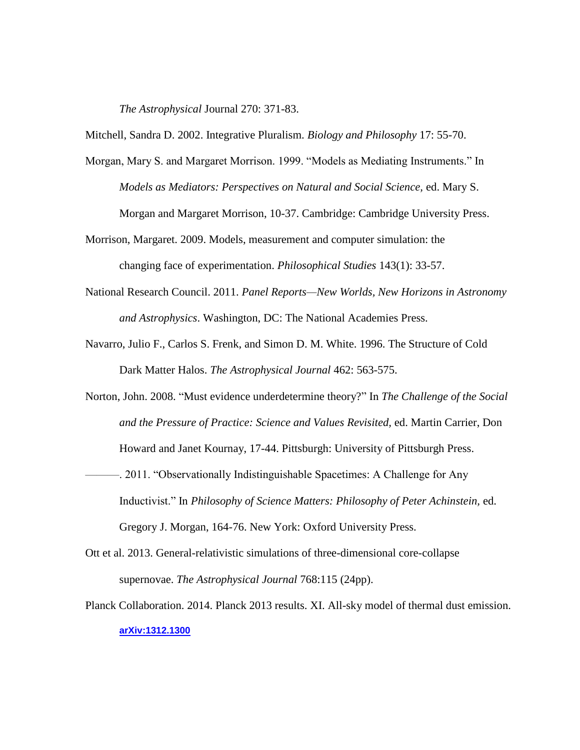*The Astrophysical* Journal 270: 371-83.

Mitchell, Sandra D. 2002. Integrative Pluralism. *Biology and Philosophy* 17: 55-70.

Morgan, Mary S. and Margaret Morrison. 1999. "Models as Mediating Instruments." In *Models as Mediators: Perspectives on Natural and Social Science,* ed. Mary S. Morgan and Margaret Morrison, 10-37. Cambridge: Cambridge University Press.

Morrison, Margaret. 2009. Models, measurement and computer simulation: the changing face of experimentation. *Philosophical Studies* 143(1): 33-57.

National Research Council. 2011. *Panel Reports—New Worlds, New Horizons in Astronomy and Astrophysics*. Washington, DC: The National Academies Press.

Navarro, Julio F., Carlos S. Frenk, and Simon D. M. White. 1996. The Structure of Cold Dark Matter Halos. *The Astrophysical Journal* 462: 563-575.

Norton, John. 2008. "Must evidence underdetermine theory?" In *The Challenge of the Social and the Pressure of Practice: Science and Values Revisited,* ed. Martin Carrier, Don Howard and Janet Kournay, 17-44. Pittsburgh: University of Pittsburgh Press.

———. 2011. "Observationally Indistinguishable Spacetimes: A Challenge for Any Inductivist." In *Philosophy of Science Matters: Philosophy of Peter Achinstein,* ed. Gregory J. Morgan, 164-76. New York: Oxford University Press.

Ott et al. 2013. General-relativistic simulations of three-dimensional core-collapse supernovae. *The Astrophysical Journal* 768:115 (24pp).

Planck Collaboration. 2014. Planck 2013 results. XI. All-sky model of thermal dust emission. **arXiv:1312.1300**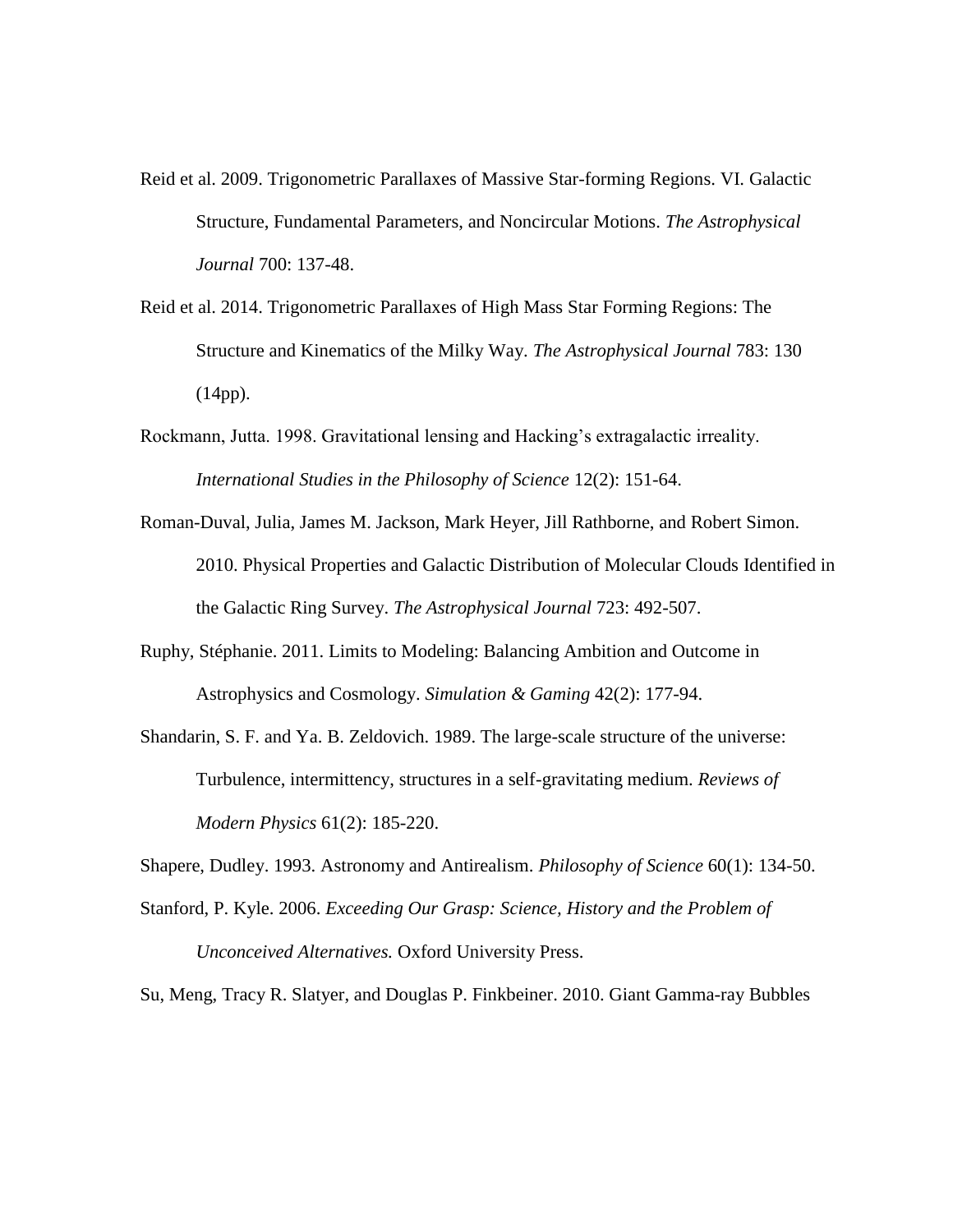Reid et al. 2009. Trigonometric Parallaxes of Massive Star-forming Regions. VI. Galactic Structure, Fundamental Parameters, and Noncircular Motions. *The Astrophysical Journal* 700: 137-48.

Reid et al. 2014. Trigonometric Parallaxes of High Mass Star Forming Regions: The Structure and Kinematics of the Milky Way. *The Astrophysical Journal* 783: 130 (14pp).

Rockmann, Jutta. 1998. Gravitational lensing and Hacking's extragalactic irreality. *International Studies in the Philosophy of Science* 12(2): 151-64.

Roman-Duval, Julia, James M. Jackson, Mark Heyer, Jill Rathborne, and Robert Simon. 2010. Physical Properties and Galactic Distribution of Molecular Clouds Identified in the Galactic Ring Survey. *The Astrophysical Journal* 723: 492-507.

Ruphy, Stéphanie. 2011. Limits to Modeling: Balancing Ambition and Outcome in Astrophysics and Cosmology. *Simulation & Gaming* 42(2): 177-94.

Shandarin, S. F. and Ya. B. Zeldovich. 1989. The large-scale structure of the universe: Turbulence, intermittency, structures in a self-gravitating medium. *Reviews of Modern Physics* 61(2): 185-220.

Shapere, Dudley. 1993. Astronomy and Antirealism. *Philosophy of Science* 60(1): 134-50.

Stanford, P. Kyle. 2006. *Exceeding Our Grasp: Science, History and the Problem of Unconceived Alternatives.* Oxford University Press.

Su, Meng, Tracy R. Slatyer, and Douglas P. Finkbeiner. 2010. Giant Gamma-ray Bubbles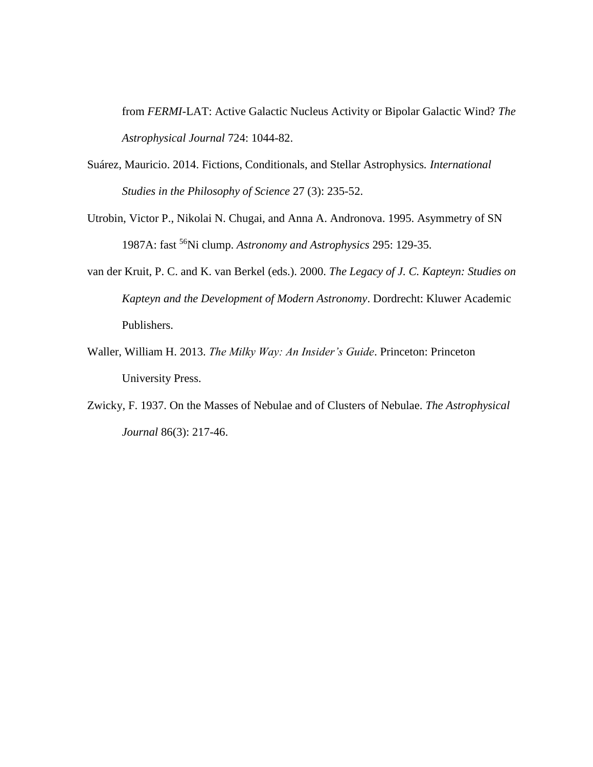from *FERMI*-LAT: Active Galactic Nucleus Activity or Bipolar Galactic Wind? *The Astrophysical Journal* 724: 1044-82.

Suárez, Mauricio. 2014. Fictions, Conditionals, and Stellar Astrophysics. *International Studies in the Philosophy of Science* 27 (3): 235-52.

Utrobin, Victor P., Nikolai N. Chugai, and Anna A. Andronova. 1995. Asymmetry of SN 1987A: fast $^{56}$Ni clump. *Astronomy and Astrophysics* 295: 129-35.

van der Kruit, P. C. and K. van Berkel (eds.). 2000. *The Legacy of J. C. Kapteyn: Studies on Kapteyn and the Development of Modern Astronomy*. Dordrecht: Kluwer Academic Publishers.

Waller, William H. 2013. *The Milky Way: An Insider's Guide*. Princeton: Princeton University Press.

Zwicky, F. 1937. On the Masses of Nebulae and of Clusters of Nebulae. *The Astrophysical Journal* 86(3): 217-46.